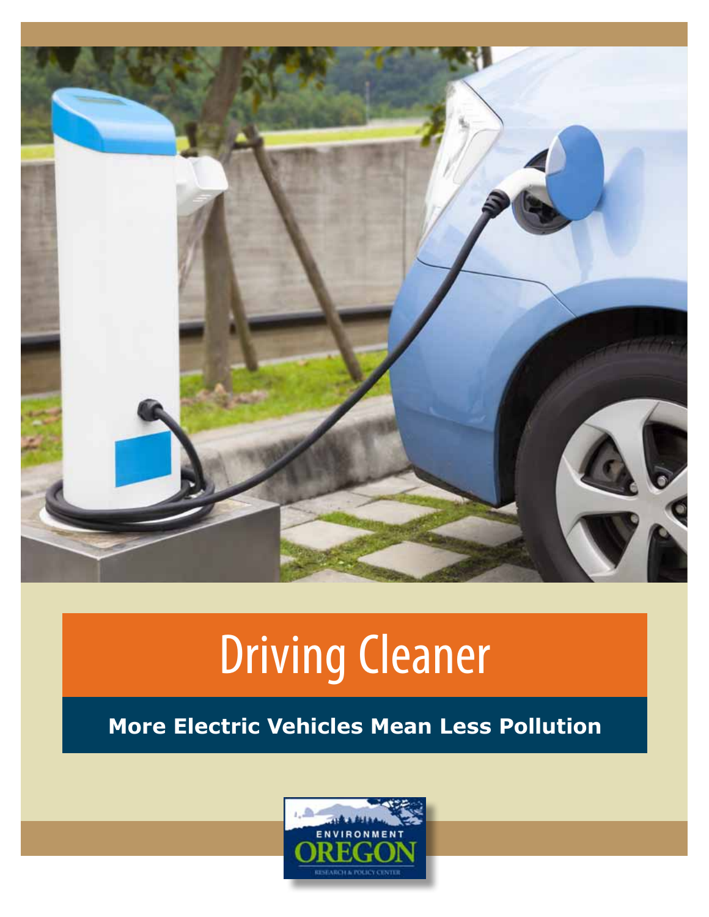# Driving Cleaner

## More Electric Vehicles Mean Less Pollution

ENVIRONMENT OREGON

RESEARCH & POLICY CENTER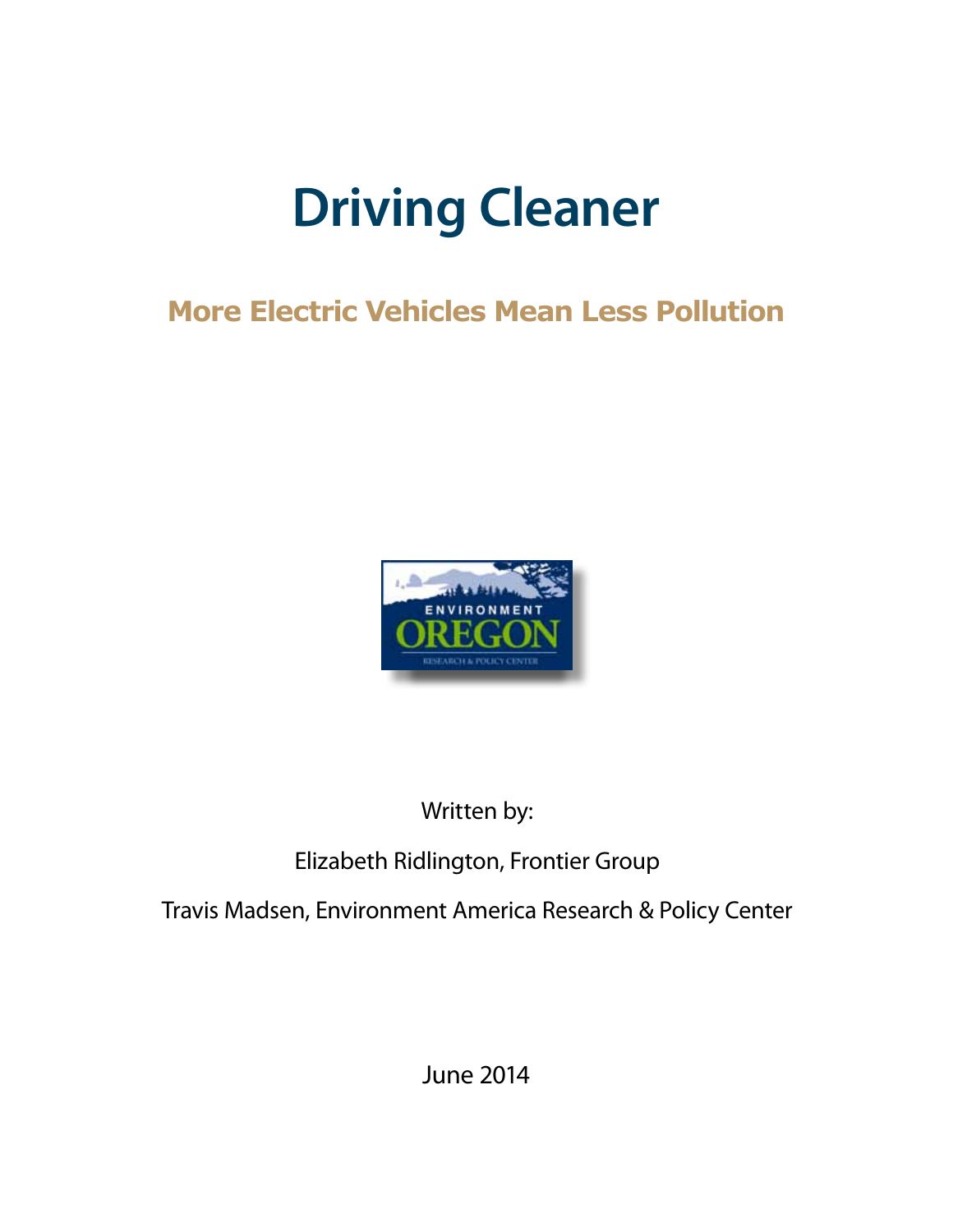# Driving Cleaner

## More Electric Vehicles Mean Less Pollution

Written by:

Elizabeth Ridlington, Frontier Group

Travis Madsen, Environment America Research & Policy Center

June 2014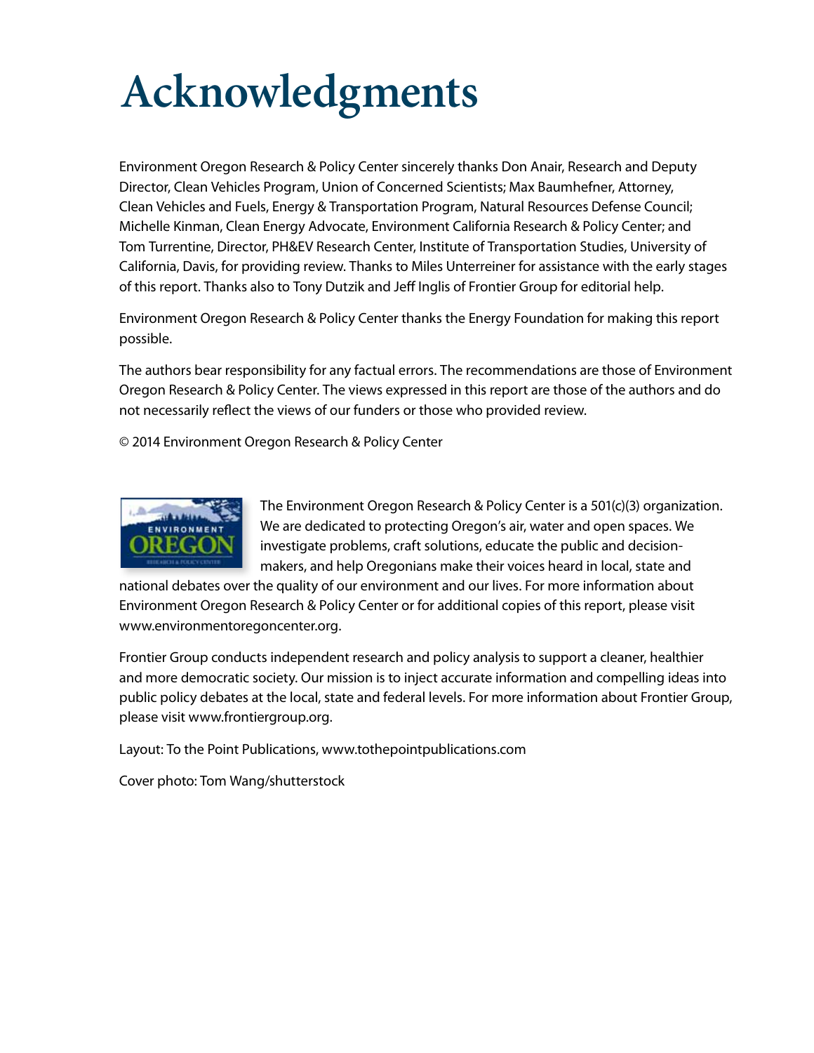# Acknowledgments

Environment Oregon Research & Policy Center sincerely thanks Don Anair, Research and Deputy Director, Clean Vehicles Program, Union of Concerned Scientists; Max Baumhefner, Attorney, Clean Vehicles and Fuels, Energy & Transportation Program, Natural Resources Defense Council; Michelle Kinman, Clean Energy Advocate, Environment California Research & Policy Center; and Tom Turrentine, Director, PH&EV Research Center, Institute of Transportation Studies, University of California, Davis, for providing review. Thanks to Miles Unterreiner for assistance with the early stages of this report. Thanks also to Tony Dutzik and Jeff Inglis of Frontier Group for editorial help.

Environment Oregon Research & Policy Center thanks the Energy Foundation for making this report possible.

The authors bear responsibility for any factual errors. The recommendations are those of Environment Oregon Research & Policy Center. The views expressed in this report are those of the authors and do not necessarily reflect the views of our funders or those who provided review.

© 2014 Environment Oregon Research & Policy Center

The Environment Oregon Research & Policy Center is a 501(c)(3) organization. We are dedicated to protecting Oregon's air, water and open spaces. We investigate problems, craft solutions, educate the public and decision-makers, and help Oregonians make their voices heard in local, state and national debates over the quality of our environment and our lives. For more information about Environment Oregon Research & Policy Center or for additional copies of this report, please visit www.environmentoregoncenter.org.

Frontier Group conducts independent research and policy analysis to support a cleaner, healthier and more democratic society. Our mission is to inject accurate information and compelling ideas into public policy debates at the local, state and federal levels. For more information about Frontier Group, please visit www.frontiergroup.org.

Layout: To the Point Publications, www.tothepointpublications.com

Cover photo: Tom Wang/shutterstock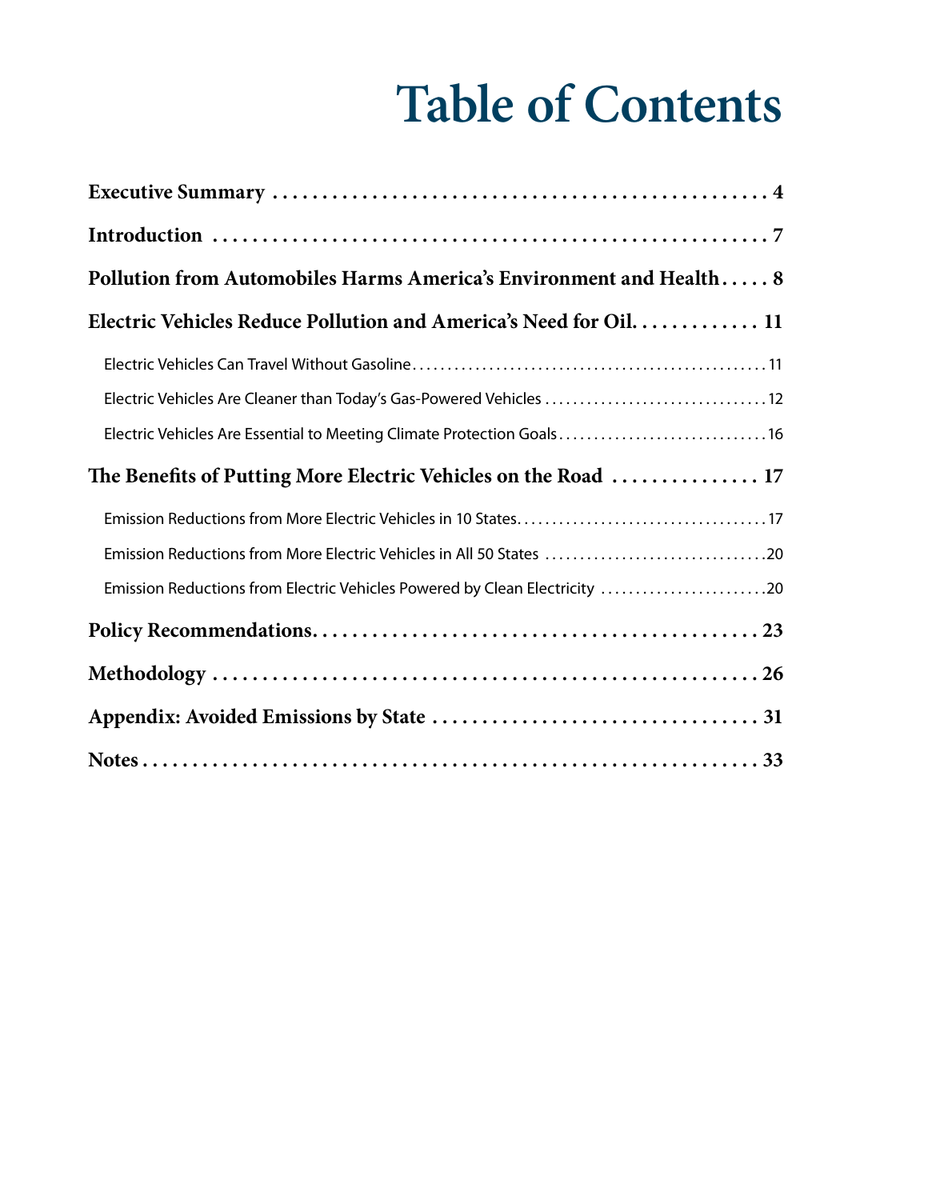# Table of Contents

**Executive Summary** .......................................... 4

**Introduction** .......................................... 7

**Pollution from Automobiles Harms America's Environment and Health** ..... 8

**Electric Vehicles Reduce Pollution and America's Need for Oil** ............ 11

- Electric Vehicles Can Travel Without Gasoline .......................................... 11
- Electric Vehicles Are Cleaner than Today's Gas-Powered Vehicles .......................... 12
- Electric Vehicles Are Essential to Meeting Climate Protection Goals ...................... 16

**The Benefits of Putting More Electric Vehicles on the Road** ............... 17

- Emission Reductions from More Electric Vehicles in 10 States .......................... 17
- Emission Reductions from More Electric Vehicles in All 50 States ....................... 20
- Emission Reductions from Electric Vehicles Powered by Clean Electricity ................ 20

**Policy Recommendations** .......................................... 23

**Methodology** .......................................... 26

**Appendix: Avoided Emissions by State** .......................................... 31

**Notes** .......................................... 33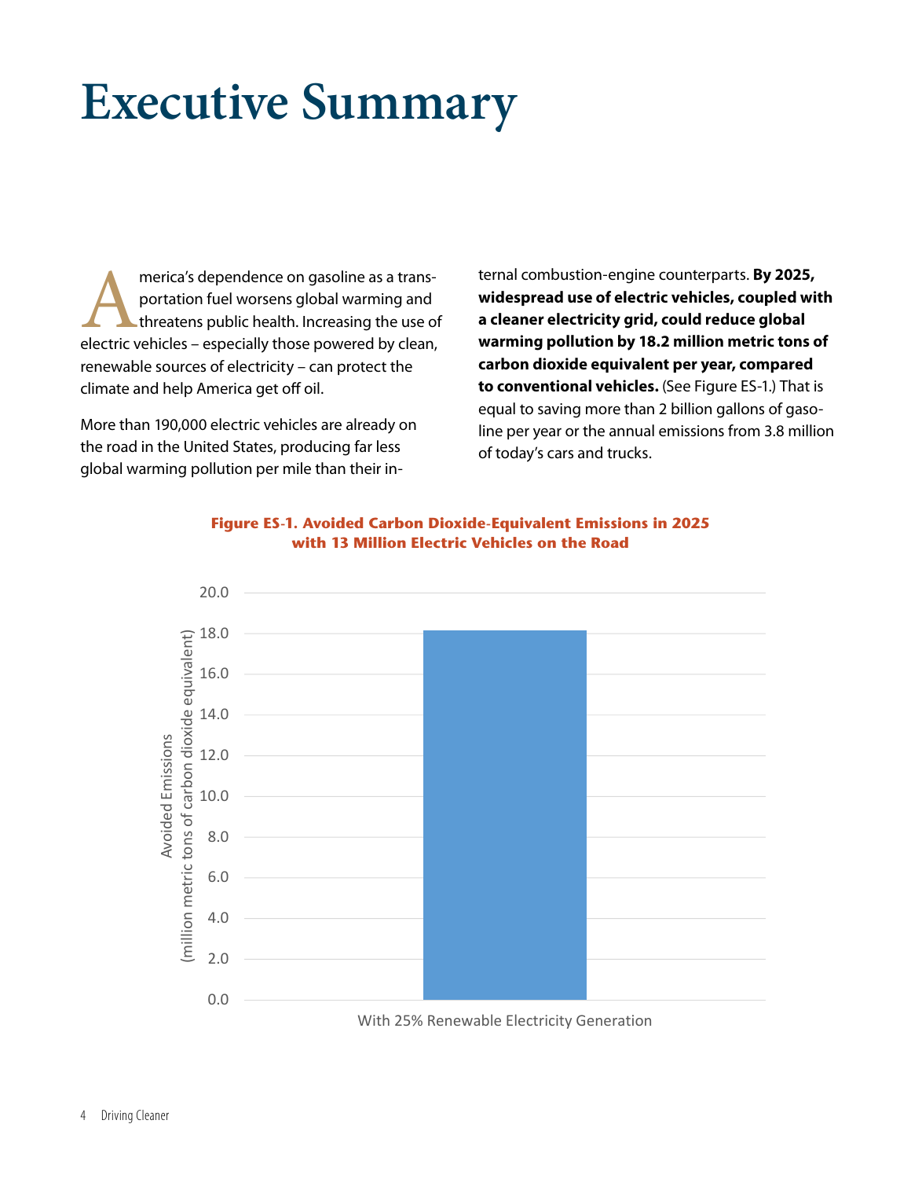# Executive Summary

America's dependence on gasoline as a transportation fuel worsens global warming and threatens public health. Increasing the use of electric vehicles – especially those powered by clean, renewable sources of electricity – can protect the climate and help America get off oil.

More than 190,000 electric vehicles are already on the road in the United States, producing far less global warming pollution per mile than their internal combustion-engine counterparts. **By 2025, widespread use of electric vehicles, coupled with a cleaner electricity grid, could reduce global warming pollution by 18.2 million metric tons of carbon dioxide equivalent per year, compared to conventional vehicles.** (See Figure ES-1.) That is equal to saving more than 2 billion gallons of gasoline per year or the annual emissions from 3.8 million of today's cars and trucks.

**Figure ES-1. Avoided Carbon Dioxide-Equivalent Emissions in 2025 with 13 Million Electric Vehicles on the Road**

| | Avoided Emissions (million metric tons of carbon dioxide equivalent) |
| --- | --- |
| With 25% Renewable Electricity Generation | 18.2 |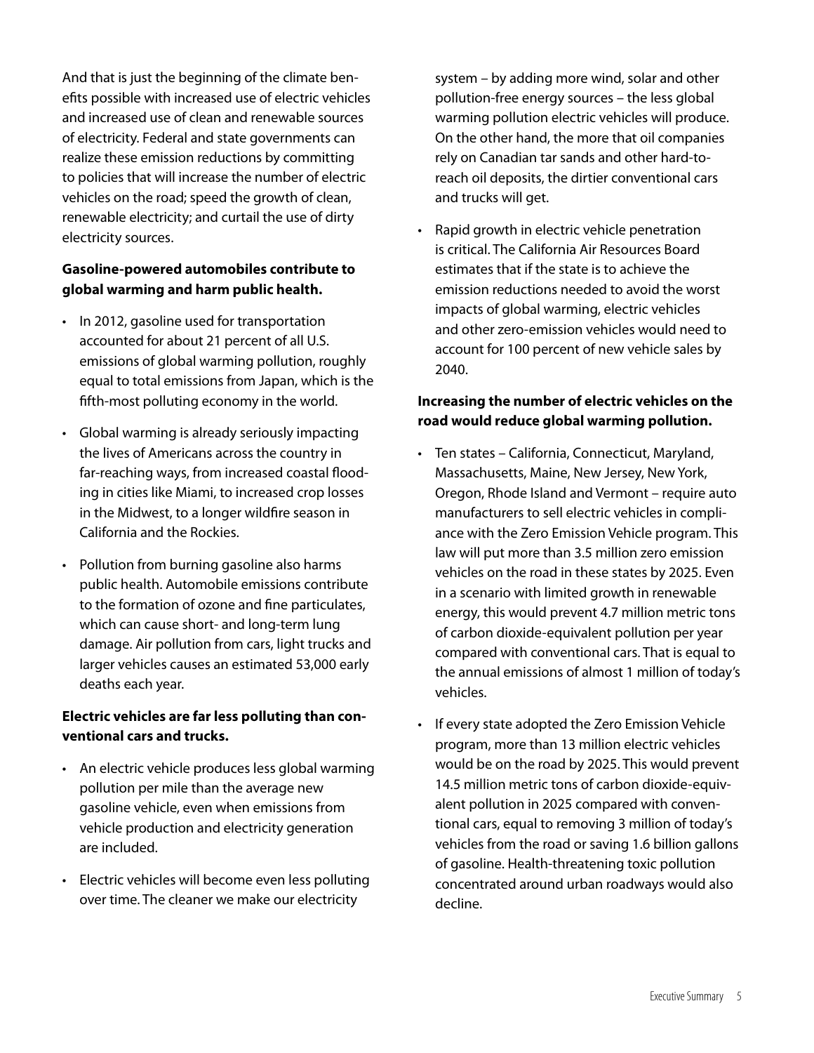And that is just the beginning of the climate benefits possible with increased use of electric vehicles and increased use of clean and renewable sources of electricity. Federal and state governments can realize these emission reductions by committing to policies that will increase the number of electric vehicles on the road; speed the growth of clean, renewable electricity; and curtail the use of dirty electricity sources.

**Gasoline-powered automobiles contribute to global warming and harm public health.**

- In 2012, gasoline used for transportation accounted for about 21 percent of all U.S. emissions of global warming pollution, roughly equal to total emissions from Japan, which is the fifth-most polluting economy in the world.
- Global warming is already seriously impacting the lives of Americans across the country in far-reaching ways, from increased coastal flooding in cities like Miami, to increased crop losses in the Midwest, to a longer wildfire season in California and the Rockies.
- Pollution from burning gasoline also harms public health. Automobile emissions contribute to the formation of ozone and fine particulates, which can cause short- and long-term lung damage. Air pollution from cars, light trucks and larger vehicles causes an estimated 53,000 early deaths each year.

**Electric vehicles are far less polluting than conventional cars and trucks.**

- An electric vehicle produces less global warming pollution per mile than the average new gasoline vehicle, even when emissions from vehicle production and electricity generation are included.
- Electric vehicles will become even less polluting over time. The cleaner we make our electricity system – by adding more wind, solar and other pollution-free energy sources – the less global warming pollution electric vehicles will produce. On the other hand, the more that oil companies rely on Canadian tar sands and other hard-to-reach oil deposits, the dirtier conventional cars and trucks will get.
- Rapid growth in electric vehicle penetration is critical. The California Air Resources Board estimates that if the state is to achieve the emission reductions needed to avoid the worst impacts of global warming, electric vehicles and other zero-emission vehicles would need to account for 100 percent of new vehicle sales by 2040.

**Increasing the number of electric vehicles on the road would reduce global warming pollution.**

- Ten states – California, Connecticut, Maryland, Massachusetts, Maine, New Jersey, New York, Oregon, Rhode Island and Vermont – require auto manufacturers to sell electric vehicles in compliance with the Zero Emission Vehicle program. This law will put more than 3.5 million zero emission vehicles on the road in these states by 2025. Even in a scenario with limited growth in renewable energy, this would prevent 4.7 million metric tons of carbon dioxide-equivalent pollution per year compared with conventional cars. That is equal to the annual emissions of almost 1 million of today's vehicles.
- If every state adopted the Zero Emission Vehicle program, more than 13 million electric vehicles would be on the road by 2025. This would prevent 14.5 million metric tons of carbon dioxide-equivalent pollution in 2025 compared with conventional cars, equal to removing 3 million of today's vehicles from the road or saving 1.6 billion gallons of gasoline. Health-threatening toxic pollution concentrated around urban roadways would also decline.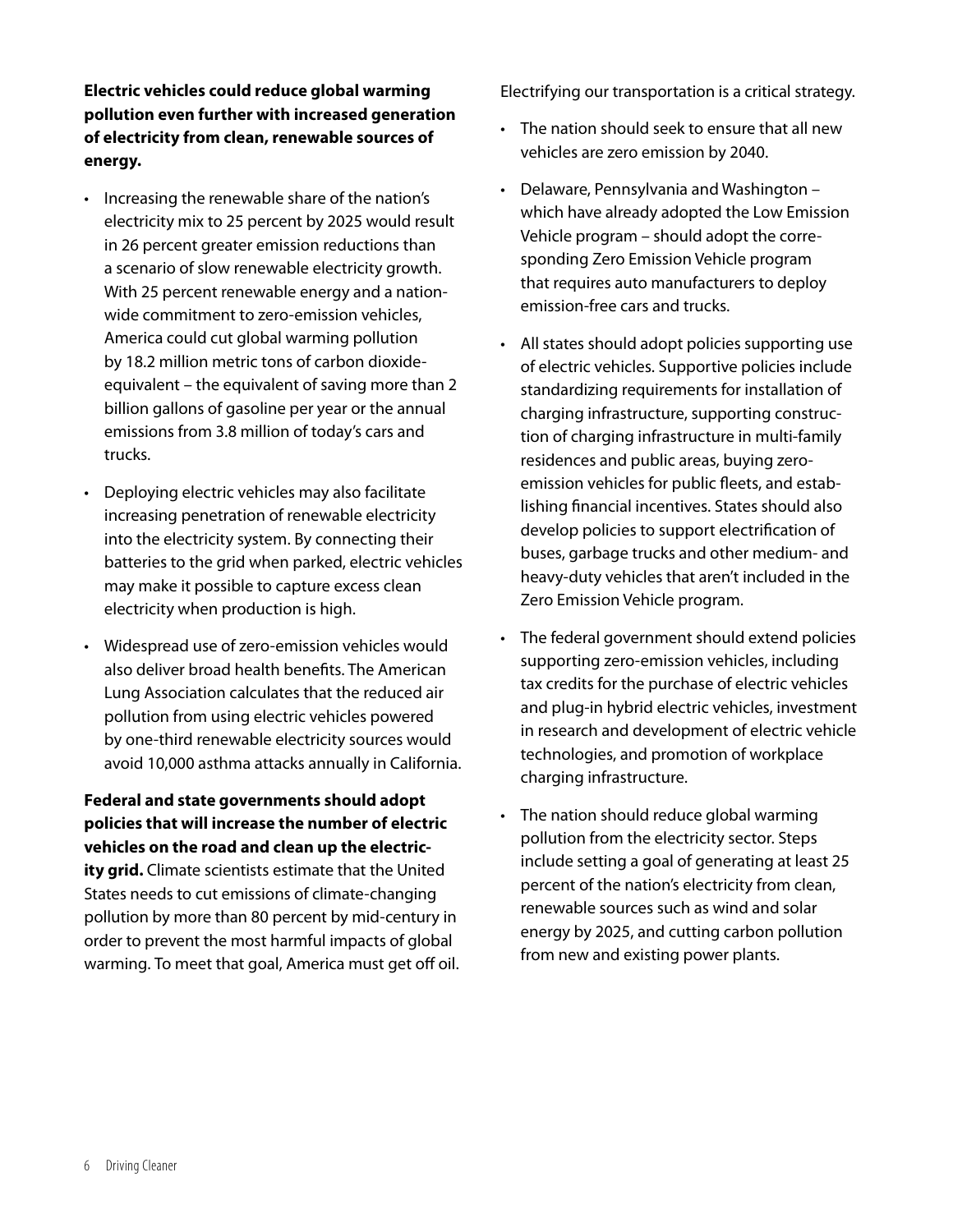**Electric vehicles could reduce global warming pollution even further with increased generation of electricity from clean, renewable sources of energy.**

- Increasing the renewable share of the nation's electricity mix to 25 percent by 2025 would result in 26 percent greater emission reductions than a scenario of slow renewable electricity growth. With 25 percent renewable energy and a nationwide commitment to zero-emission vehicles, America could cut global warming pollution by 18.2 million metric tons of carbon dioxide-equivalent – the equivalent of saving more than 2 billion gallons of gasoline per year or the annual emissions from 3.8 million of today's cars and trucks.
- Deploying electric vehicles may also facilitate increasing penetration of renewable electricity into the electricity system. By connecting their batteries to the grid when parked, electric vehicles may make it possible to capture excess clean electricity when production is high.
- Widespread use of zero-emission vehicles would also deliver broad health benefits. The American Lung Association calculates that the reduced air pollution from using electric vehicles powered by one-third renewable electricity sources would avoid 10,000 asthma attacks annually in California.

**Federal and state governments should adopt policies that will increase the number of electric vehicles on the road and clean up the electricity grid.** Climate scientists estimate that the United States needs to cut emissions of climate-changing pollution by more than 80 percent by mid-century in order to prevent the most harmful impacts of global warming. To meet that goal, America must get off oil. Electrifying our transportation is a critical strategy.

- The nation should seek to ensure that all new vehicles are zero emission by 2040.
- Delaware, Pennsylvania and Washington – which have already adopted the Low Emission Vehicle program – should adopt the corresponding Zero Emission Vehicle program that requires auto manufacturers to deploy emission-free cars and trucks.
- All states should adopt policies supporting use of electric vehicles. Supportive policies include standardizing requirements for installation of charging infrastructure, supporting construction of charging infrastructure in multi-family residences and public areas, buying zero-emission vehicles for public fleets, and establishing financial incentives. States should also develop policies to support electrification of buses, garbage trucks and other medium- and heavy-duty vehicles that aren't included in the Zero Emission Vehicle program.
- The federal government should extend policies supporting zero-emission vehicles, including tax credits for the purchase of electric vehicles and plug-in hybrid electric vehicles, investment in research and development of electric vehicle technologies, and promotion of workplace charging infrastructure.
- The nation should reduce global warming pollution from the electricity sector. Steps include setting a goal of generating at least 25 percent of the nation's electricity from clean, renewable sources such as wind and solar energy by 2025, and cutting carbon pollution from new and existing power plants.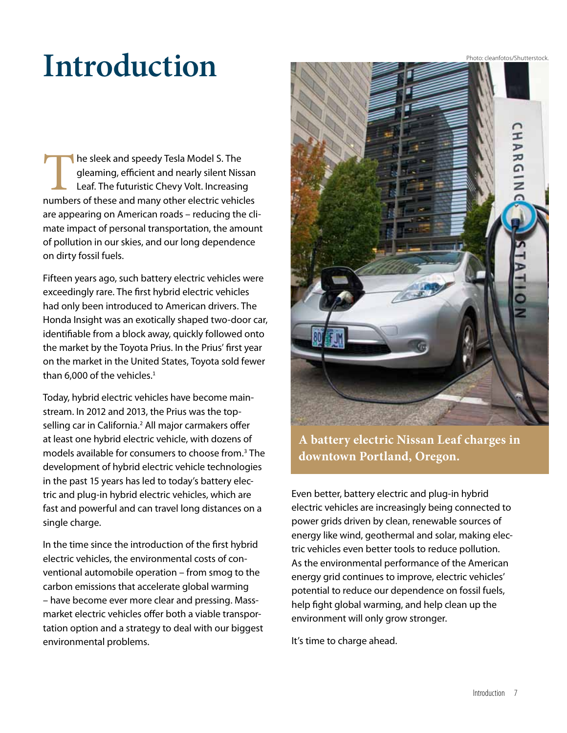# Introduction

The sleek and speedy Tesla Model S. The gleaming, efficient and nearly silent Nissan Leaf. The futuristic Chevy Volt. Increasing numbers of these and many other electric vehicles are appearing on American roads – reducing the climate impact of personal transportation, the amount of pollution in our skies, and our long dependence on dirty fossil fuels.

Fifteen years ago, such battery electric vehicles were exceedingly rare. The first hybrid electric vehicles had only been introduced to American drivers. The Honda Insight was an exotically shaped two-door car, identifiable from a block away, quickly followed onto the market by the Toyota Prius. In the Prius' first year on the market in the United States, Toyota sold fewer than 6,000 of the vehicles.[1]

Today, hybrid electric vehicles have become mainstream. In 2012 and 2013, the Prius was the top-selling car in California.[2] All major carmakers offer at least one hybrid electric vehicle, with dozens of models available for consumers to choose from.[3] The development of hybrid electric vehicle technologies in the past 15 years has led to today's battery electric and plug-in hybrid electric vehicles, which are fast and powerful and can travel long distances on a single charge.

In the time since the introduction of the first hybrid electric vehicles, the environmental costs of conventional automobile operation – from smog to the carbon emissions that accelerate global warming – have become ever more clear and pressing. Mass-market electric vehicles offer both a viable transportation option and a strategy to deal with our biggest environmental problems.

Photo: cleanfotos/Shutterstock.

**A battery electric Nissan Leaf charges in downtown Portland, Oregon.**

Even better, battery electric and plug-in hybrid electric vehicles are increasingly being connected to power grids driven by clean, renewable sources of energy like wind, geothermal and solar, making electric vehicles even better tools to reduce pollution. As the environmental performance of the American energy grid continues to improve, electric vehicles' potential to reduce our dependence on fossil fuels, help fight global warming, and help clean up the environment will only grow stronger.

It's time to charge ahead.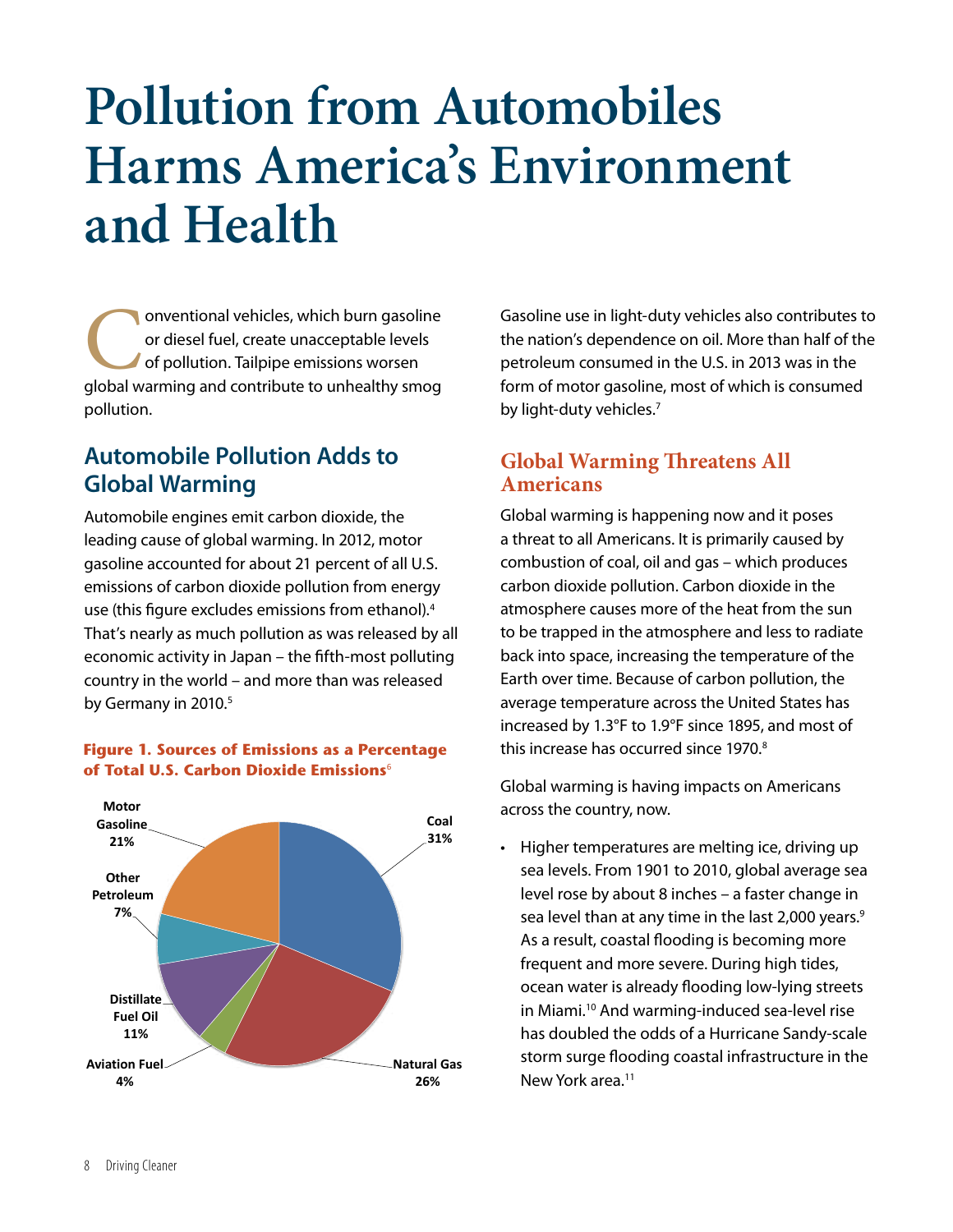# Pollution from Automobiles Harms America's Environment and Health

Conventional vehicles, which burn gasoline or diesel fuel, create unacceptable levels of pollution. Tailpipe emissions worsen global warming and contribute to unhealthy smog pollution.

## Automobile Pollution Adds to Global Warming

Automobile engines emit carbon dioxide, the leading cause of global warming. In 2012, motor gasoline accounted for about 21 percent of all U.S. emissions of carbon dioxide pollution from energy use (this figure excludes emissions from ethanol).[4] That's nearly as much pollution as was released by all economic activity in Japan – the fifth-most polluting country in the world – and more than was released by Germany in 2010.[5]

**Figure 1. Sources of Emissions as a Percentage of Total U.S. Carbon Dioxide Emissions**[6]

| Source | Percentage |
|---|---|
| Coal | 31% |
| Natural Gas | 26% |
| Motor Gasoline | 21% |
| Distillate Fuel Oil | 11% |
| Other Petroleum | 7% |
| Aviation Fuel | 4% |

Gasoline use in light-duty vehicles also contributes to the nation's dependence on oil. More than half of the petroleum consumed in the U.S. in 2013 was in the form of motor gasoline, most of which is consumed by light-duty vehicles.[7]

### Global Warming Threatens All Americans

Global warming is happening now and it poses a threat to all Americans. It is primarily caused by combustion of coal, oil and gas – which produces carbon dioxide pollution. Carbon dioxide in the atmosphere causes more of the heat from the sun to be trapped in the atmosphere and less to radiate back into space, increasing the temperature of the Earth over time. Because of carbon pollution, the average temperature across the United States has increased by 1.3°F to 1.9°F since 1895, and most of this increase has occurred since 1970.[8]

Global warming is having impacts on Americans across the country, now.

- Higher temperatures are melting ice, driving up sea levels. From 1901 to 2010, global average sea level rose by about 8 inches – a faster change in sea level than at any time in the last 2,000 years.[9] As a result, coastal flooding is becoming more frequent and more severe. During high tides, ocean water is already flooding low-lying streets in Miami.[10] And warming-induced sea-level rise has doubled the odds of a Hurricane Sandy-scale storm surge flooding coastal infrastructure in the New York area.[11]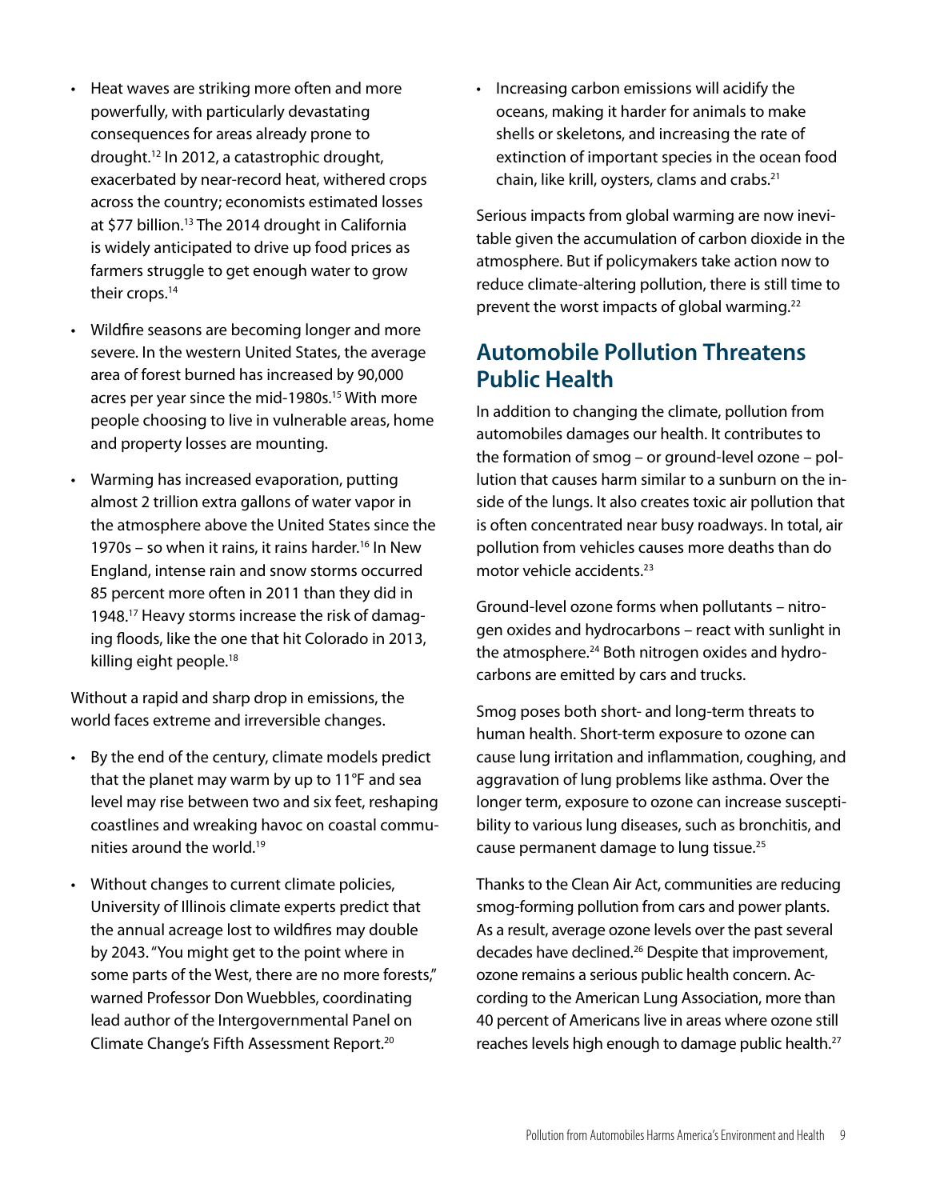- Heat waves are striking more often and more powerfully, with particularly devastating consequences for areas already prone to drought.[12] In 2012, a catastrophic drought, exacerbated by near-record heat, withered crops across the country; economists estimated losses at $77 billion.[13] The 2014 drought in California is widely anticipated to drive up food prices as farmers struggle to get enough water to grow their crops.[14]
- Wildfire seasons are becoming longer and more severe. In the western United States, the average area of forest burned has increased by 90,000 acres per year since the mid-1980s.[15] With more people choosing to live in vulnerable areas, home and property losses are mounting.
- Warming has increased evaporation, putting almost 2 trillion extra gallons of water vapor in the atmosphere above the United States since the 1970s – so when it rains, it rains harder.[16] In New England, intense rain and snow storms occurred 85 percent more often in 2011 than they did in 1948.[17] Heavy storms increase the risk of damaging floods, like the one that hit Colorado in 2013, killing eight people.[18]

Without a rapid and sharp drop in emissions, the world faces extreme and irreversible changes.

- By the end of the century, climate models predict that the planet may warm by up to 11°F and sea level may rise between two and six feet, reshaping coastlines and wreaking havoc on coastal communities around the world.[19]
- Without changes to current climate policies, University of Illinois climate experts predict that the annual acreage lost to wildfires may double by 2043. "You might get to the point where in some parts of the West, there are no more forests," warned Professor Don Wuebbles, coordinating lead author of the Intergovernmental Panel on Climate Change's Fifth Assessment Report.[20]
- Increasing carbon emissions will acidify the oceans, making it harder for animals to make shells or skeletons, and increasing the rate of extinction of important species in the ocean food chain, like krill, oysters, clams and crabs.[21]

Serious impacts from global warming are now inevitable given the accumulation of carbon dioxide in the atmosphere. But if policymakers take action now to reduce climate-altering pollution, there is still time to prevent the worst impacts of global warming.[22]

## Automobile Pollution Threatens Public Health

In addition to changing the climate, pollution from automobiles damages our health. It contributes to the formation of smog – or ground-level ozone – pollution that causes harm similar to a sunburn on the inside of the lungs. It also creates toxic air pollution that is often concentrated near busy roadways. In total, air pollution from vehicles causes more deaths than do motor vehicle accidents.[23]

Ground-level ozone forms when pollutants – nitrogen oxides and hydrocarbons – react with sunlight in the atmosphere.[24] Both nitrogen oxides and hydrocarbons are emitted by cars and trucks.

Smog poses both short- and long-term threats to human health. Short-term exposure to ozone can cause lung irritation and inflammation, coughing, and aggravation of lung problems like asthma. Over the longer term, exposure to ozone can increase susceptibility to various lung diseases, such as bronchitis, and cause permanent damage to lung tissue.[25]

Thanks to the Clean Air Act, communities are reducing smog-forming pollution from cars and power plants. As a result, average ozone levels over the past several decades have declined.[26] Despite that improvement, ozone remains a serious public health concern. According to the American Lung Association, more than 40 percent of Americans live in areas where ozone still reaches levels high enough to damage public health.[27]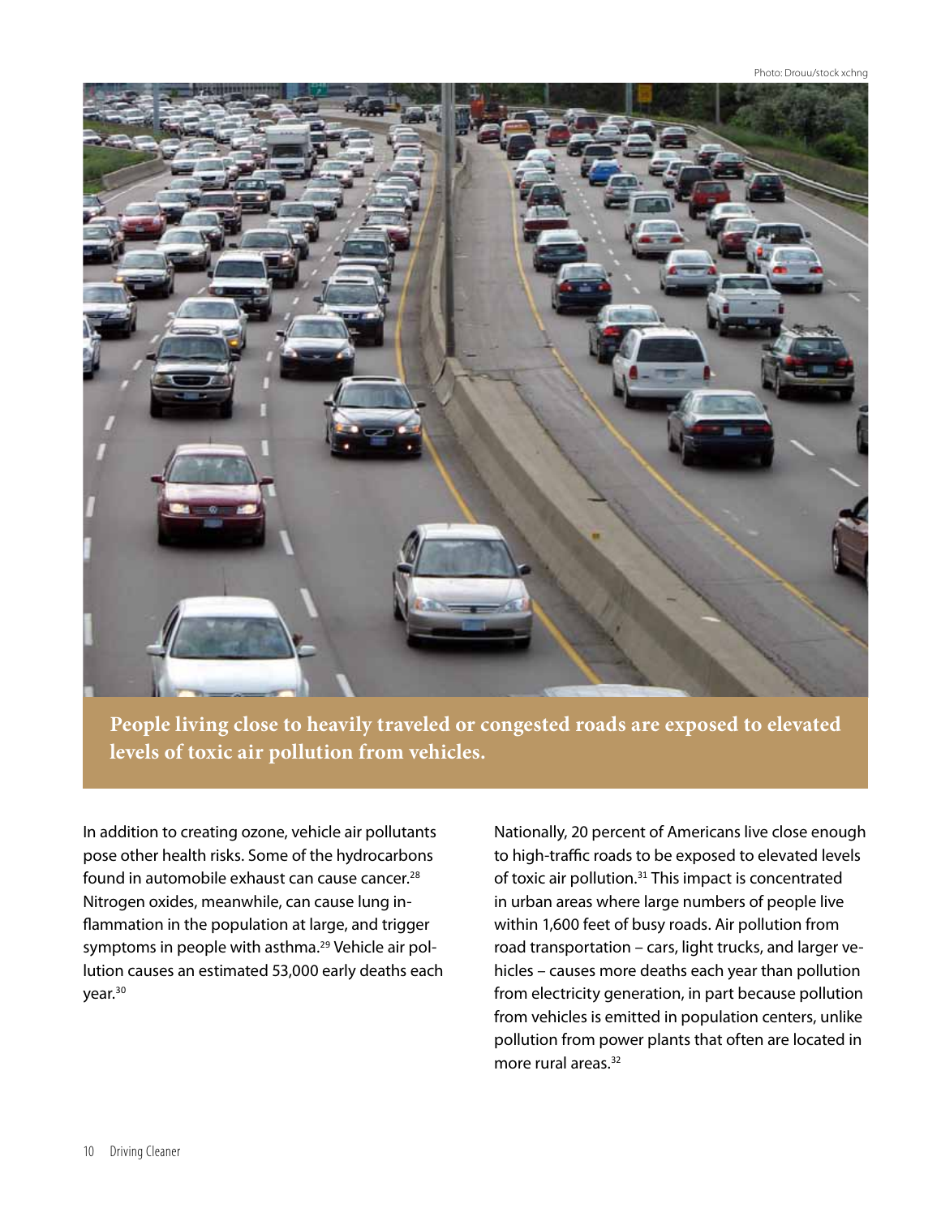Photo: Drouu/stock xchng

**People living close to heavily traveled or congested roads are exposed to elevated levels of toxic air pollution from vehicles.**

In addition to creating ozone, vehicle air pollutants pose other health risks. Some of the hydrocarbons found in automobile exhaust can cause cancer.[28] Nitrogen oxides, meanwhile, can cause lung inflammation in the population at large, and trigger symptoms in people with asthma.[29] Vehicle air pollution causes an estimated 53,000 early deaths each year.[30]

Nationally, 20 percent of Americans live close enough to high-traffic roads to be exposed to elevated levels of toxic air pollution.[31] This impact is concentrated in urban areas where large numbers of people live within 1,600 feet of busy roads. Air pollution from road transportation – cars, light trucks, and larger vehicles – causes more deaths each year than pollution from electricity generation, in part because pollution from vehicles is emitted in population centers, unlike pollution from power plants that often are located in more rural areas.[32]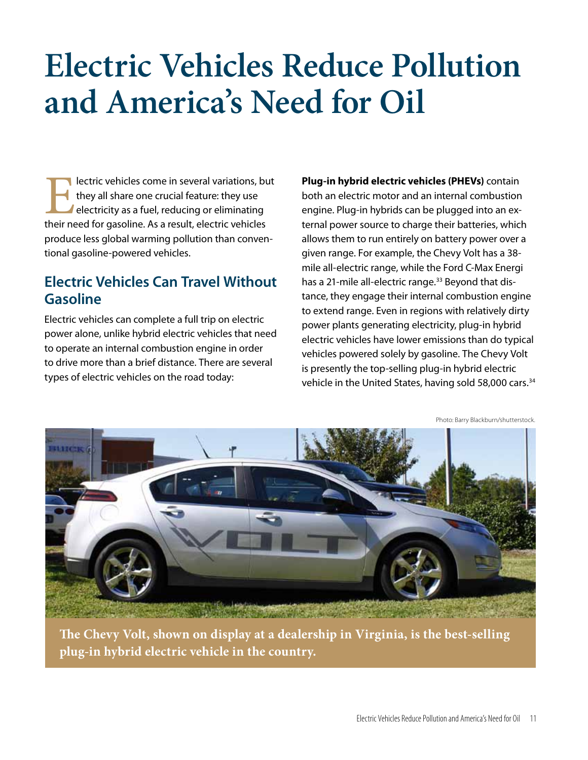# Electric Vehicles Reduce Pollution and America's Need for Oil

Electric vehicles come in several variations, but they all share one crucial feature: they use electricity as a fuel, reducing or eliminating their need for gasoline. As a result, electric vehicles produce less global warming pollution than conventional gasoline-powered vehicles.

## Electric Vehicles Can Travel Without Gasoline

Electric vehicles can complete a full trip on electric power alone, unlike hybrid electric vehicles that need to operate an internal combustion engine in order to drive more than a brief distance. There are several types of electric vehicles on the road today:

**Plug-in hybrid electric vehicles (PHEVs)** contain both an electric motor and an internal combustion engine. Plug-in hybrids can be plugged into an external power source to charge their batteries, which allows them to run entirely on battery power over a given range. For example, the Chevy Volt has a 38-mile all-electric range, while the Ford C-Max Energi has a 21-mile all-electric range.[33] Beyond that distance, they engage their internal combustion engine to extend range. Even in regions with relatively dirty power plants generating electricity, plug-in hybrid electric vehicles have lower emissions than do typical vehicles powered solely by gasoline. The Chevy Volt is presently the top-selling plug-in hybrid electric vehicle in the United States, having sold 58,000 cars.[34]

Photo: Barry Blackburn/shutterstock.

**The Chevy Volt, shown on display at a dealership in Virginia, is the best-selling plug-in hybrid electric vehicle in the country.**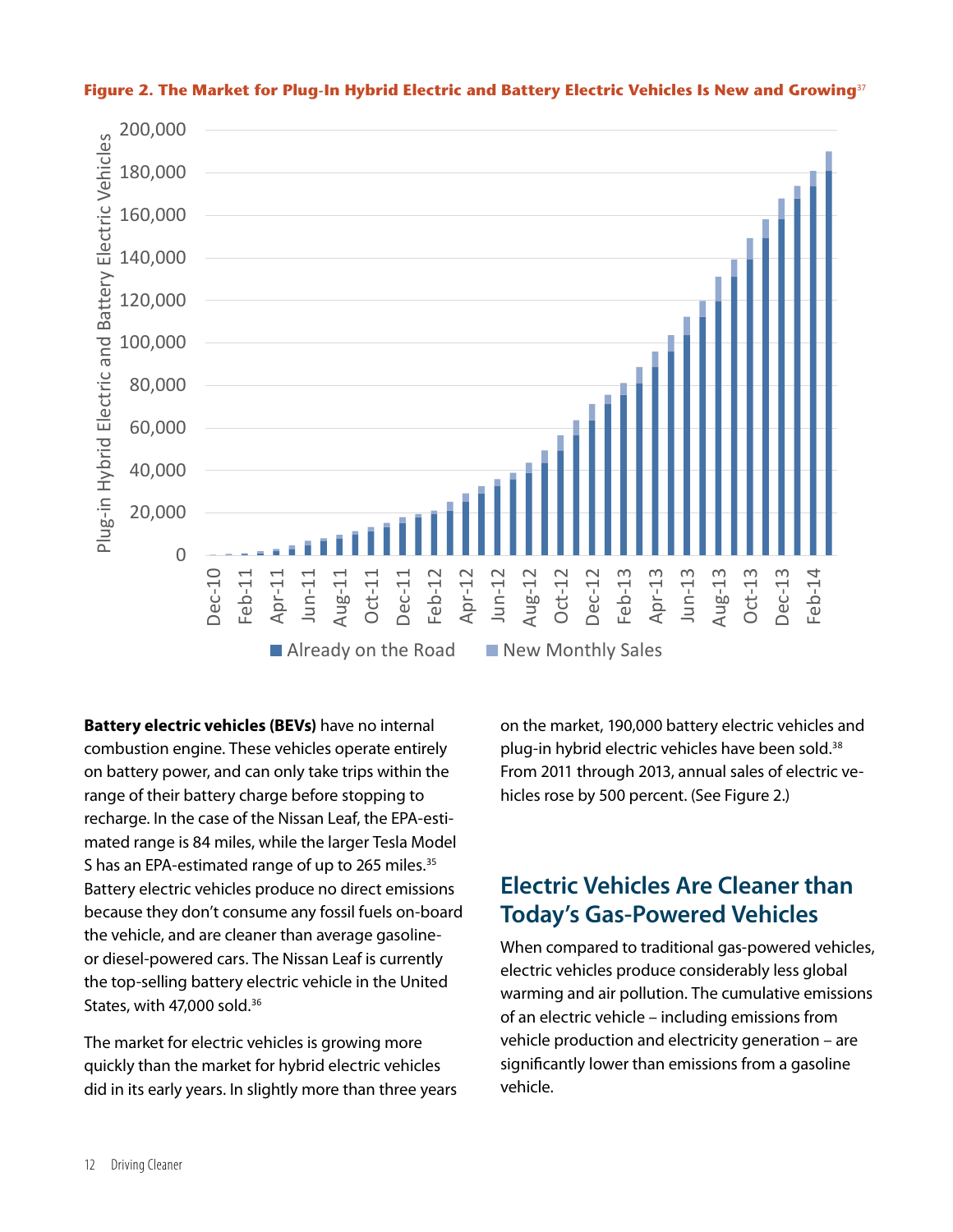**Figure 2. The Market for Plug-In Hybrid Electric and Battery Electric Vehicles Is New and Growing**[37]

**Battery electric vehicles (BEVs)** have no internal combustion engine. These vehicles operate entirely on battery power, and can only take trips within the range of their battery charge before stopping to recharge. In the case of the Nissan Leaf, the EPA-estimated range is 84 miles, while the larger Tesla Model S has an EPA-estimated range of up to 265 miles.[35] Battery electric vehicles produce no direct emissions because they don't consume any fossil fuels on-board the vehicle, and are cleaner than average gasoline- or diesel-powered cars. The Nissan Leaf is currently the top-selling battery electric vehicle in the United States, with 47,000 sold.[36]

The market for electric vehicles is growing more quickly than the market for hybrid electric vehicles did in its early years. In slightly more than three years on the market, 190,000 battery electric vehicles and plug-in hybrid electric vehicles have been sold.[38] From 2011 through 2013, annual sales of electric vehicles rose by 500 percent. (See Figure 2.)

## Electric Vehicles Are Cleaner than Today's Gas-Powered Vehicles

When compared to traditional gas-powered vehicles, electric vehicles produce considerably less global warming and air pollution. The cumulative emissions of an electric vehicle – including emissions from vehicle production and electricity generation – are significantly lower than emissions from a gasoline vehicle.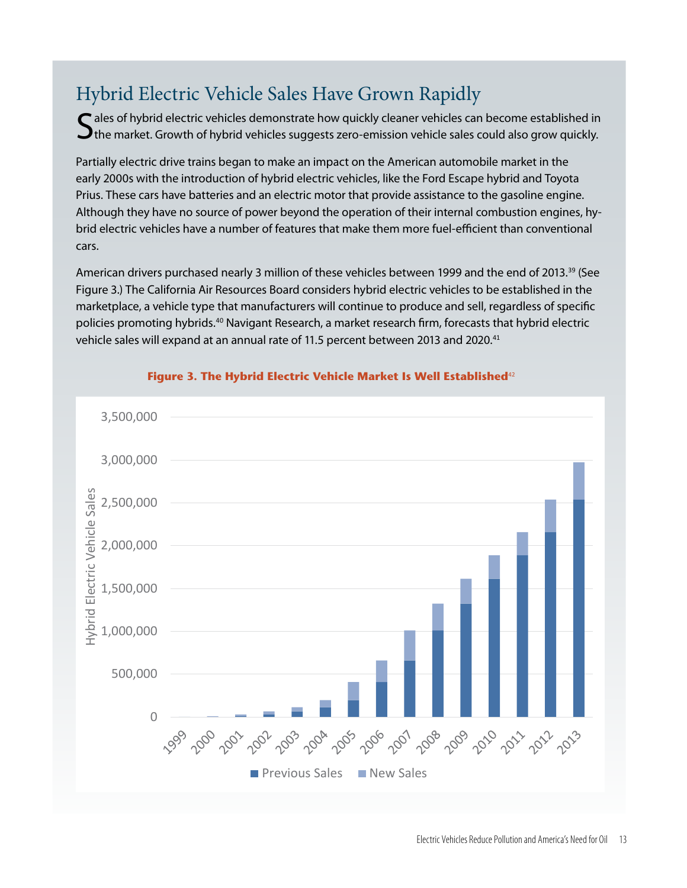## Hybrid Electric Vehicle Sales Have Grown Rapidly

Sales of hybrid electric vehicles demonstrate how quickly cleaner vehicles can become established in the market. Growth of hybrid vehicles suggests zero-emission vehicle sales could also grow quickly.

Partially electric drive trains began to make an impact on the American automobile market in the early 2000s with the introduction of hybrid electric vehicles, like the Ford Escape hybrid and Toyota Prius. These cars have batteries and an electric motor that provide assistance to the gasoline engine. Although they have no source of power beyond the operation of their internal combustion engines, hybrid electric vehicles have a number of features that make them more fuel-efficient than conventional cars.

American drivers purchased nearly 3 million of these vehicles between 1999 and the end of 2013.[39] (See Figure 3.) The California Air Resources Board considers hybrid electric vehicles to be established in the marketplace, a vehicle type that manufacturers will continue to produce and sell, regardless of specific policies promoting hybrids.[40] Navigant Research, a market research firm, forecasts that hybrid electric vehicle sales will expand at an annual rate of 11.5 percent between 2013 and 2020.[41]

**Figure 3. The Hybrid Electric Vehicle Market Is Well Established**[42]

Hybrid Electric Vehicle Sales (0 to 3,500,000), 1999–2013

Previous Sales | New Sales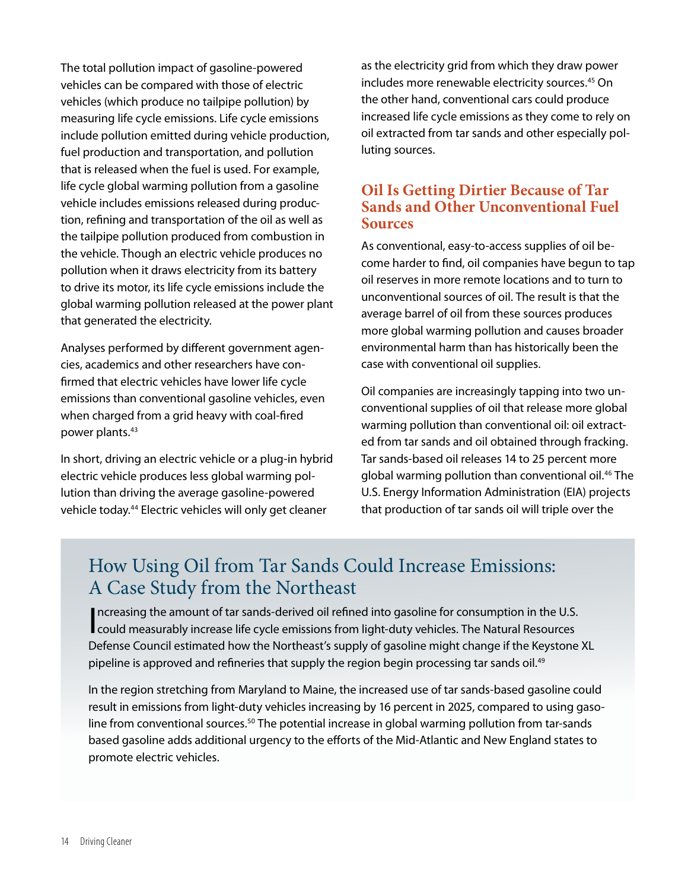The total pollution impact of gasoline-powered vehicles can be compared with those of electric vehicles (which produce no tailpipe pollution) by measuring life cycle emissions. Life cycle emissions include pollution emitted during vehicle production, fuel production and transportation, and pollution that is released when the fuel is used. For example, life cycle global warming pollution from a gasoline vehicle includes emissions released during production, refining and transportation of the oil as well as the tailpipe pollution produced from combustion in the vehicle. Though an electric vehicle produces no pollution when it draws electricity from its battery to drive its motor, its life cycle emissions include the global warming pollution released at the power plant that generated the electricity.

Analyses performed by different government agencies, academics and other researchers have confirmed that electric vehicles have lower life cycle emissions than conventional gasoline vehicles, even when charged from a grid heavy with coal-fired power plants.[43]

In short, driving an electric vehicle or a plug-in hybrid electric vehicle produces less global warming pollution than driving the average gasoline-powered vehicle today.[44] Electric vehicles will only get cleaner as the electricity grid from which they draw power includes more renewable electricity sources.[45] On the other hand, conventional cars could produce increased life cycle emissions as they come to rely on oil extracted from tar sands and other especially polluting sources.

## Oil Is Getting Dirtier Because of Tar Sands and Other Unconventional Fuel Sources

As conventional, easy-to-access supplies of oil become harder to find, oil companies have begun to tap oil reserves in more remote locations and to turn to unconventional sources of oil. The result is that the average barrel of oil from these sources produces more global warming pollution and causes broader environmental harm than has historically been the case with conventional oil supplies.

Oil companies are increasingly tapping into two unconventional supplies of oil that release more global warming pollution than conventional oil: oil extracted from tar sands and oil obtained through fracking. Tar sands-based oil releases 14 to 25 percent more global warming pollution than conventional oil.[46] The U.S. Energy Information Administration (EIA) projects that production of tar sands oil will triple over the

## How Using Oil from Tar Sands Could Increase Emissions: A Case Study from the Northeast

Increasing the amount of tar sands-derived oil refined into gasoline for consumption in the U.S. could measurably increase life cycle emissions from light-duty vehicles. The Natural Resources Defense Council estimated how the Northeast's supply of gasoline might change if the Keystone XL pipeline is approved and refineries that supply the region begin processing tar sands oil.[49]

In the region stretching from Maryland to Maine, the increased use of tar sands-based gasoline could result in emissions from light-duty vehicles increasing by 16 percent in 2025, compared to using gasoline from conventional sources.[50] The potential increase in global warming pollution from tar-sands based gasoline adds additional urgency to the efforts of the Mid-Atlantic and New England states to promote electric vehicles.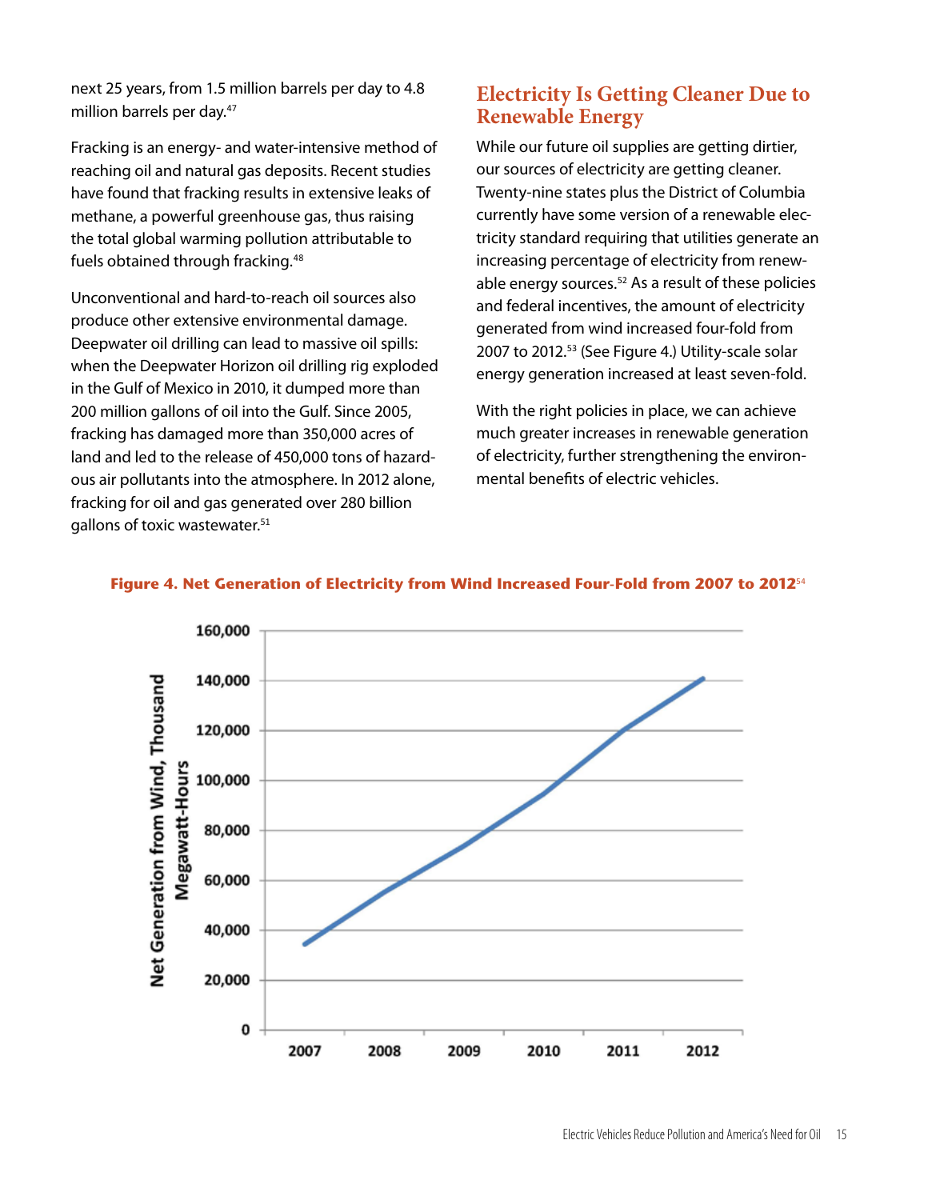next 25 years, from 1.5 million barrels per day to 4.8 million barrels per day.[47]

Fracking is an energy- and water-intensive method of reaching oil and natural gas deposits. Recent studies have found that fracking results in extensive leaks of methane, a powerful greenhouse gas, thus raising the total global warming pollution attributable to fuels obtained through fracking.[48]

Unconventional and hard-to-reach oil sources also produce other extensive environmental damage. Deepwater oil drilling can lead to massive oil spills: when the Deepwater Horizon oil drilling rig exploded in the Gulf of Mexico in 2010, it dumped more than 200 million gallons of oil into the Gulf. Since 2005, fracking has damaged more than 350,000 acres of land and led to the release of 450,000 tons of hazardous air pollutants into the atmosphere. In 2012 alone, fracking for oil and gas generated over 280 billion gallons of toxic wastewater.[51]

## Electricity Is Getting Cleaner Due to Renewable Energy

While our future oil supplies are getting dirtier, our sources of electricity are getting cleaner. Twenty-nine states plus the District of Columbia currently have some version of a renewable electricity standard requiring that utilities generate an increasing percentage of electricity from renewable energy sources.[52] As a result of these policies and federal incentives, the amount of electricity generated from wind increased four-fold from 2007 to 2012.[53] (See Figure 4.) Utility-scale solar energy generation increased at least seven-fold.

With the right policies in place, we can achieve much greater increases in renewable generation of electricity, further strengthening the environmental benefits of electric vehicles.

**Figure 4. Net Generation of Electricity from Wind Increased Four-Fold from 2007 to 2012**[54]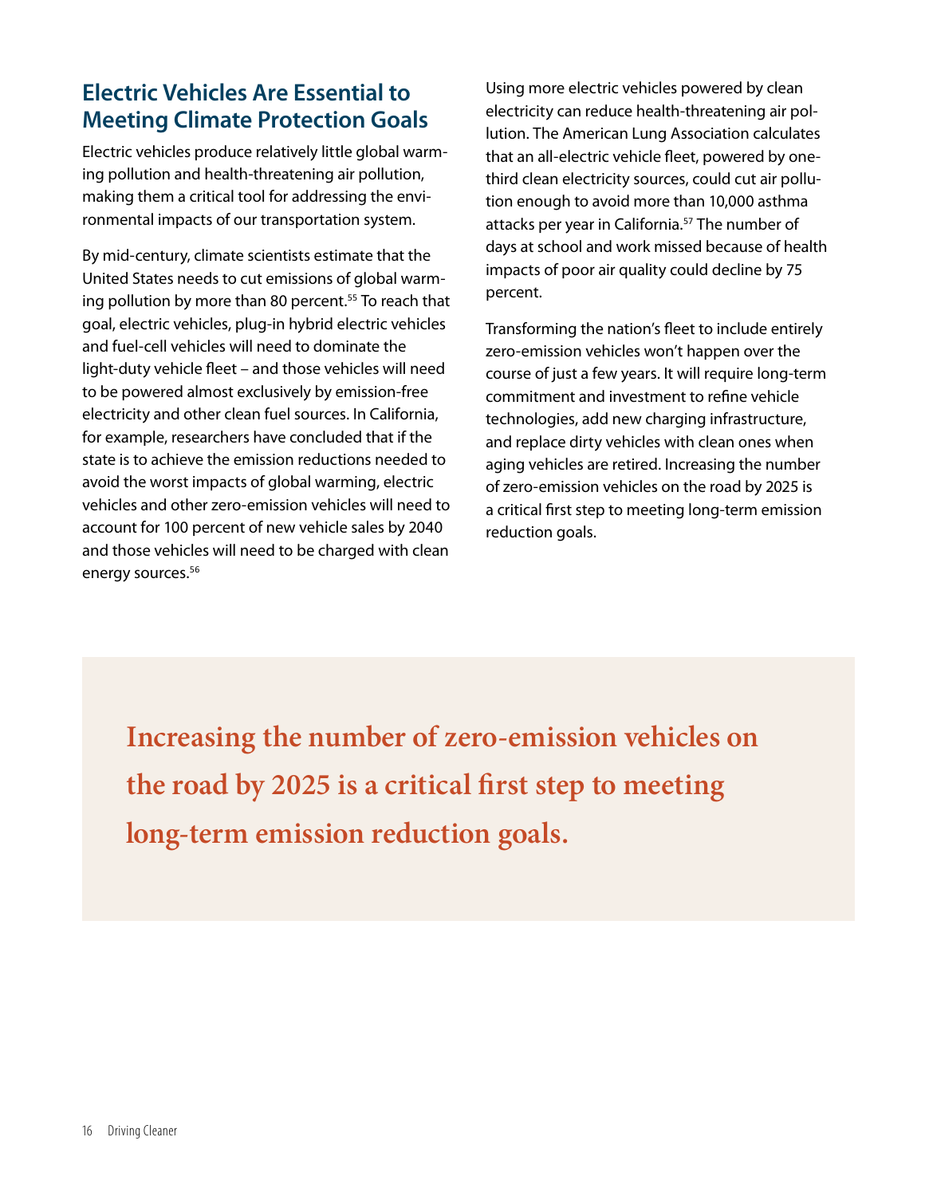## Electric Vehicles Are Essential to Meeting Climate Protection Goals

Electric vehicles produce relatively little global warming pollution and health-threatening air pollution, making them a critical tool for addressing the environmental impacts of our transportation system.

By mid-century, climate scientists estimate that the United States needs to cut emissions of global warming pollution by more than 80 percent.[55] To reach that goal, electric vehicles, plug-in hybrid electric vehicles and fuel-cell vehicles will need to dominate the light-duty vehicle fleet – and those vehicles will need to be powered almost exclusively by emission-free electricity and other clean fuel sources. In California, for example, researchers have concluded that if the state is to achieve the emission reductions needed to avoid the worst impacts of global warming, electric vehicles and other zero-emission vehicles will need to account for 100 percent of new vehicle sales by 2040 and those vehicles will need to be charged with clean energy sources.[56]

Using more electric vehicles powered by clean electricity can reduce health-threatening air pollution. The American Lung Association calculates that an all-electric vehicle fleet, powered by one-third clean electricity sources, could cut air pollution enough to avoid more than 10,000 asthma attacks per year in California.[57] The number of days at school and work missed because of health impacts of poor air quality could decline by 75 percent.

Transforming the nation's fleet to include entirely zero-emission vehicles won't happen over the course of just a few years. It will require long-term commitment and investment to refine vehicle technologies, add new charging infrastructure, and replace dirty vehicles with clean ones when aging vehicles are retired. Increasing the number of zero-emission vehicles on the road by 2025 is a critical first step to meeting long-term emission reduction goals.

**Increasing the number of zero-emission vehicles on the road by 2025 is a critical first step to meeting long-term emission reduction goals.**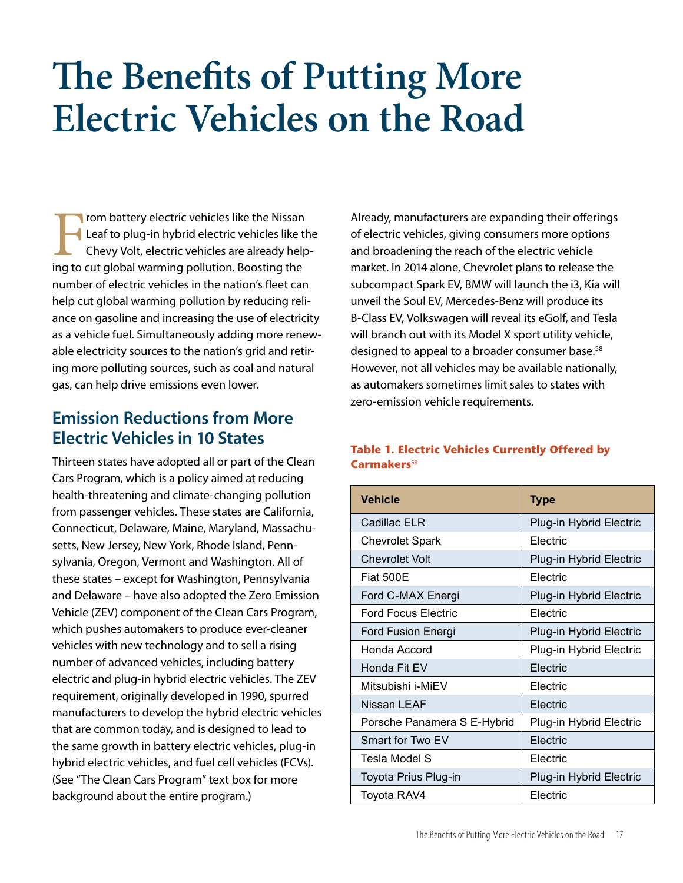# The Benefits of Putting More Electric Vehicles on the Road

From battery electric vehicles like the Nissan Leaf to plug-in hybrid electric vehicles like the Chevy Volt, electric vehicles are already helping to cut global warming pollution. Boosting the number of electric vehicles in the nation's fleet can help cut global warming pollution by reducing reliance on gasoline and increasing the use of electricity as a vehicle fuel. Simultaneously adding more renewable electricity sources to the nation's grid and retiring more polluting sources, such as coal and natural gas, can help drive emissions even lower.

## Emission Reductions from More Electric Vehicles in 10 States

Thirteen states have adopted all or part of the Clean Cars Program, which is a policy aimed at reducing health-threatening and climate-changing pollution from passenger vehicles. These states are California, Connecticut, Delaware, Maine, Maryland, Massachusetts, New Jersey, New York, Rhode Island, Pennsylvania, Oregon, Vermont and Washington. All of these states – except for Washington, Pennsylvania and Delaware – have also adopted the Zero Emission Vehicle (ZEV) component of the Clean Cars Program, which pushes automakers to produce ever-cleaner vehicles with new technology and to sell a rising number of advanced vehicles, including battery electric and plug-in hybrid electric vehicles. The ZEV requirement, originally developed in 1990, spurred manufacturers to develop the hybrid electric vehicles that are common today, and is designed to lead to the same growth in battery electric vehicles, plug-in hybrid electric vehicles, and fuel cell vehicles (FCVs). (See "The Clean Cars Program" text box for more background about the entire program.)

Already, manufacturers are expanding their offerings of electric vehicles, giving consumers more options and broadening the reach of the electric vehicle market. In 2014 alone, Chevrolet plans to release the subcompact Spark EV, BMW will launch the i3, Kia will unveil the Soul EV, Mercedes-Benz will produce its B-Class EV, Volkswagen will reveal its eGolf, and Tesla will branch out with its Model X sport utility vehicle, designed to appeal to a broader consumer base.[58] However, not all vehicles may be available nationally, as automakers sometimes limit sales to states with zero-emission vehicle requirements.

**Table 1. Electric Vehicles Currently Offered by Carmakers**[59]

| Vehicle | Type |
|---|---|
| Cadillac ELR | Plug-in Hybrid Electric |
| Chevrolet Spark | Electric |
| Chevrolet Volt | Plug-in Hybrid Electric |
| Fiat 500E | Electric |
| Ford C-MAX Energi | Plug-in Hybrid Electric |
| Ford Focus Electric | Electric |
| Ford Fusion Energi | Plug-in Hybrid Electric |
| Honda Accord | Plug-in Hybrid Electric |
| Honda Fit EV | Electric |
| Mitsubishi i-MiEV | Electric |
| Nissan LEAF | Electric |
| Porsche Panamera S E-Hybrid | Plug-in Hybrid Electric |
| Smart for Two EV | Electric |
| Tesla Model S | Electric |
| Toyota Prius Plug-in | Plug-in Hybrid Electric |
| Toyota RAV4 | Electric |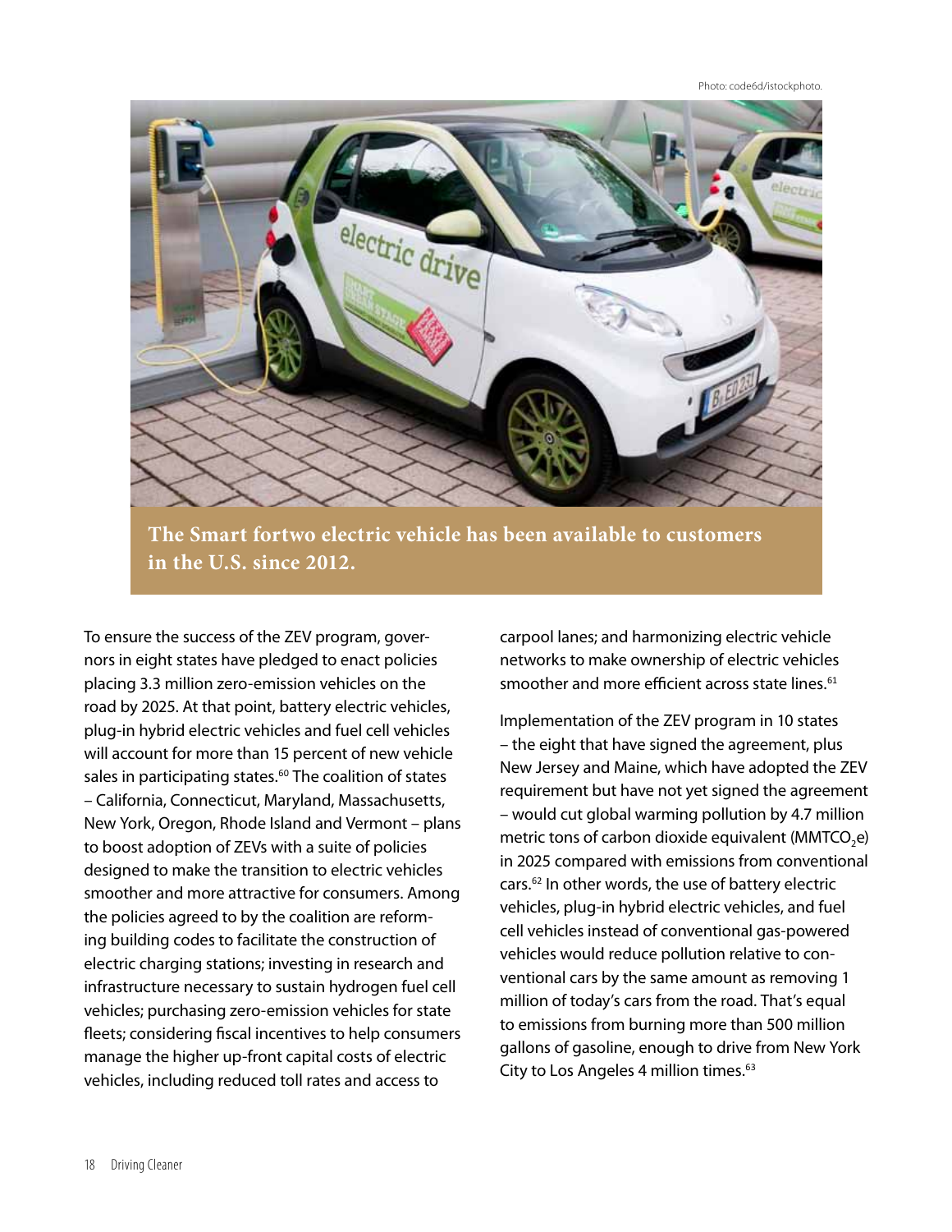**The Smart fortwo electric vehicle has been available to customers in the U.S. since 2012.**

To ensure the success of the ZEV program, governors in eight states have pledged to enact policies placing 3.3 million zero-emission vehicles on the road by 2025. At that point, battery electric vehicles, plug-in hybrid electric vehicles and fuel cell vehicles will account for more than 15 percent of new vehicle sales in participating states.[60] The coalition of states – California, Connecticut, Maryland, Massachusetts, New York, Oregon, Rhode Island and Vermont – plans to boost adoption of ZEVs with a suite of policies designed to make the transition to electric vehicles smoother and more attractive for consumers. Among the policies agreed to by the coalition are reforming building codes to facilitate the construction of electric charging stations; investing in research and infrastructure necessary to sustain hydrogen fuel cell vehicles; purchasing zero-emission vehicles for state fleets; considering fiscal incentives to help consumers manage the higher up-front capital costs of electric vehicles, including reduced toll rates and access to carpool lanes; and harmonizing electric vehicle networks to make ownership of electric vehicles smoother and more efficient across state lines.[61]

Implementation of the ZEV program in 10 states – the eight that have signed the agreement, plus New Jersey and Maine, which have adopted the ZEV requirement but have not yet signed the agreement – would cut global warming pollution by 4.7 million metric tons of carbon dioxide equivalent ($MMTCO_2e$) in 2025 compared with emissions from conventional cars.[62] In other words, the use of battery electric vehicles, plug-in hybrid electric vehicles, and fuel cell vehicles instead of conventional gas-powered vehicles would reduce pollution relative to conventional cars by the same amount as removing 1 million of today's cars from the road. That's equal to emissions from burning more than 500 million gallons of gasoline, enough to drive from New York City to Los Angeles 4 million times.[63]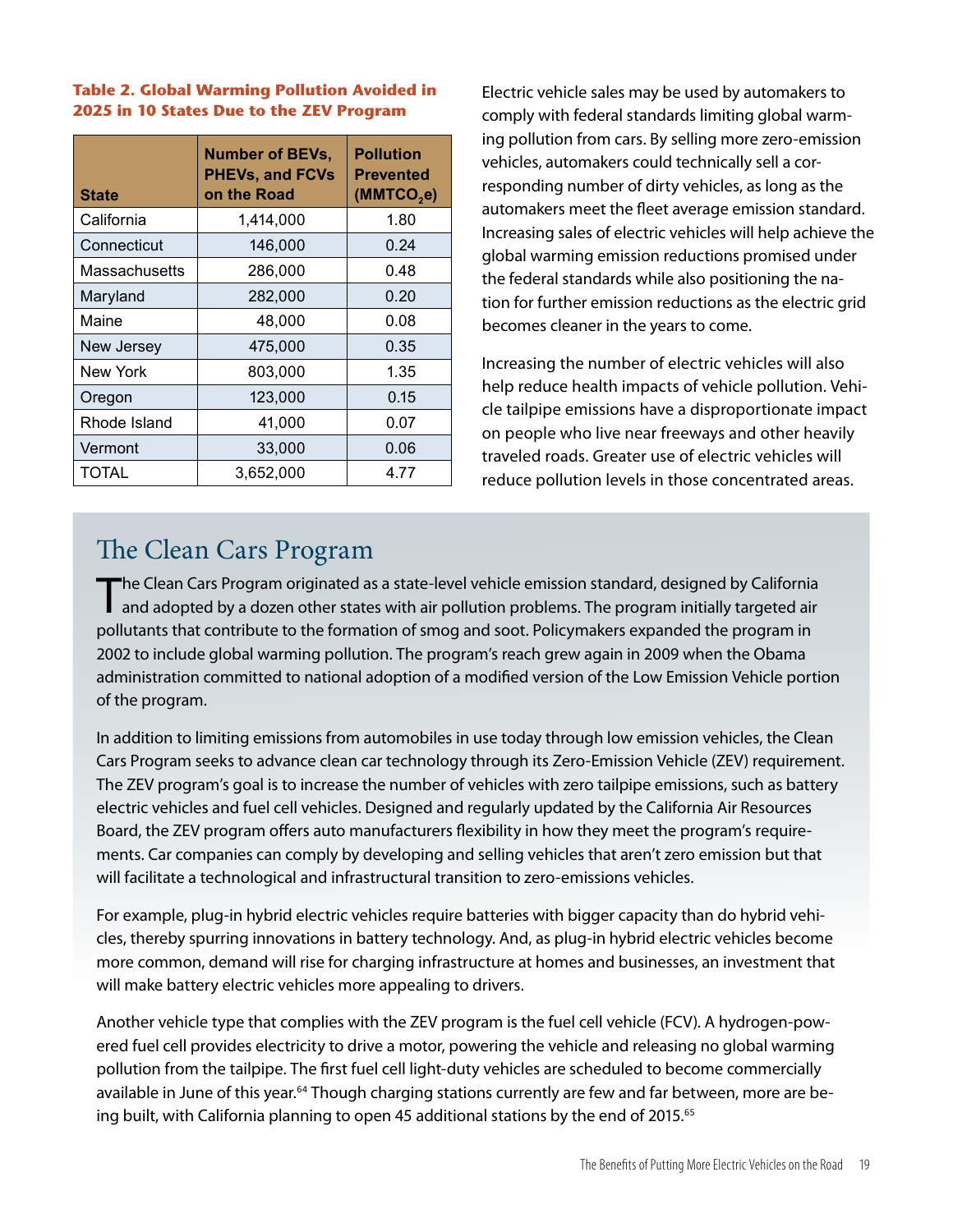**Table 2. Global Warming Pollution Avoided in 2025 in 10 States Due to the ZEV Program**

| State | Number of BEVs, PHEVs, and FCVs on the Road | Pollution Prevented ($MMTCO_2e$) |
|---|---|---|
| California | 1,414,000 | 1.80 |
| Connecticut | 146,000 | 0.24 |
| Massachusetts | 286,000 | 0.48 |
| Maryland | 282,000 | 0.20 |
| Maine | 48,000 | 0.08 |
| New Jersey | 475,000 | 0.35 |
| New York | 803,000 | 1.35 |
| Oregon | 123,000 | 0.15 |
| Rhode Island | 41,000 | 0.07 |
| Vermont | 33,000 | 0.06 |
| TOTAL | 3,652,000 | 4.77 |

Electric vehicle sales may be used by automakers to comply with federal standards limiting global warming pollution from cars. By selling more zero-emission vehicles, automakers could technically sell a corresponding number of dirty vehicles, as long as the automakers meet the fleet average emission standard. Increasing sales of electric vehicles will help achieve the global warming emission reductions promised under the federal standards while also positioning the nation for further emission reductions as the electric grid becomes cleaner in the years to come.

Increasing the number of electric vehicles will also help reduce health impacts of vehicle pollution. Vehicle tailpipe emissions have a disproportionate impact on people who live near freeways and other heavily traveled roads. Greater use of electric vehicles will reduce pollution levels in those concentrated areas.

## The Clean Cars Program

The Clean Cars Program originated as a state-level vehicle emission standard, designed by California and adopted by a dozen other states with air pollution problems. The program initially targeted air pollutants that contribute to the formation of smog and soot. Policymakers expanded the program in 2002 to include global warming pollution. The program's reach grew again in 2009 when the Obama administration committed to national adoption of a modified version of the Low Emission Vehicle portion of the program.

In addition to limiting emissions from automobiles in use today through low emission vehicles, the Clean Cars Program seeks to advance clean car technology through its Zero-Emission Vehicle (ZEV) requirement. The ZEV program's goal is to increase the number of vehicles with zero tailpipe emissions, such as battery electric vehicles and fuel cell vehicles. Designed and regularly updated by the California Air Resources Board, the ZEV program offers auto manufacturers flexibility in how they meet the program's requirements. Car companies can comply by developing and selling vehicles that aren't zero emission but that will facilitate a technological and infrastructural transition to zero-emissions vehicles.

For example, plug-in hybrid electric vehicles require batteries with bigger capacity than do hybrid vehicles, thereby spurring innovations in battery technology. And, as plug-in hybrid electric vehicles become more common, demand will rise for charging infrastructure at homes and businesses, an investment that will make battery electric vehicles more appealing to drivers.

Another vehicle type that complies with the ZEV program is the fuel cell vehicle (FCV). A hydrogen-powered fuel cell provides electricity to drive a motor, powering the vehicle and releasing no global warming pollution from the tailpipe. The first fuel cell light-duty vehicles are scheduled to become commercially available in June of this year.[64] Though charging stations currently are few and far between, more are being built, with California planning to open 45 additional stations by the end of 2015.[65]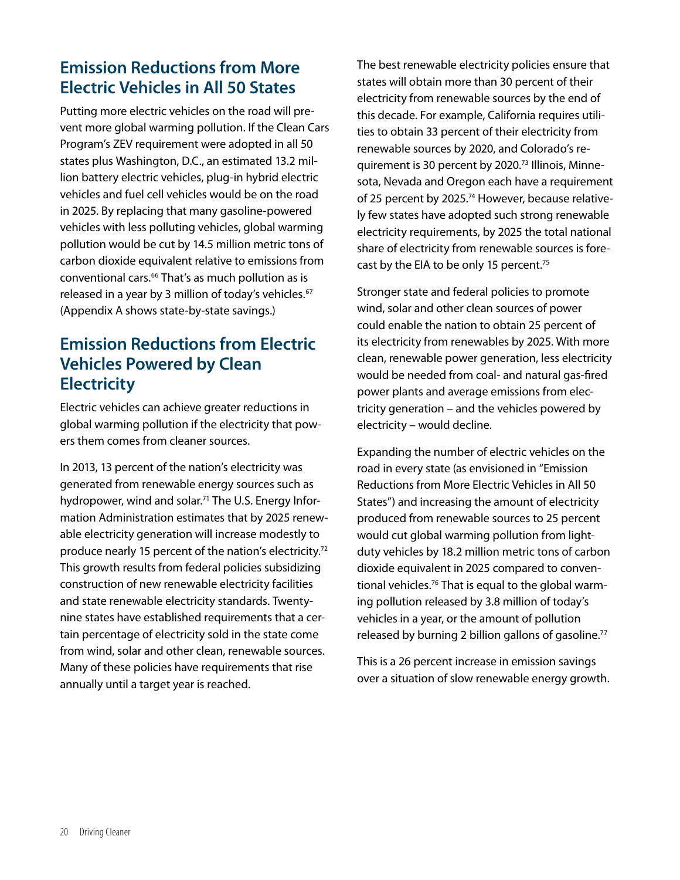## Emission Reductions from More Electric Vehicles in All 50 States

Putting more electric vehicles on the road will prevent more global warming pollution. If the Clean Cars Program's ZEV requirement were adopted in all 50 states plus Washington, D.C., an estimated 13.2 million battery electric vehicles, plug-in hybrid electric vehicles and fuel cell vehicles would be on the road in 2025. By replacing that many gasoline-powered vehicles with less polluting vehicles, global warming pollution would be cut by 14.5 million metric tons of carbon dioxide equivalent relative to emissions from conventional cars.[66] That's as much pollution as is released in a year by 3 million of today's vehicles.[67] (Appendix A shows state-by-state savings.)

## Emission Reductions from Electric Vehicles Powered by Clean Electricity

Electric vehicles can achieve greater reductions in global warming pollution if the electricity that powers them comes from cleaner sources.

In 2013, 13 percent of the nation's electricity was generated from renewable energy sources such as hydropower, wind and solar.[71] The U.S. Energy Information Administration estimates that by 2025 renewable electricity generation will increase modestly to produce nearly 15 percent of the nation's electricity.[72] This growth results from federal policies subsidizing construction of new renewable electricity facilities and state renewable electricity standards. Twenty-nine states have established requirements that a certain percentage of electricity sold in the state come from wind, solar and other clean, renewable sources. Many of these policies have requirements that rise annually until a target year is reached.

The best renewable electricity policies ensure that states will obtain more than 30 percent of their electricity from renewable sources by the end of this decade. For example, California requires utilities to obtain 33 percent of their electricity from renewable sources by 2020, and Colorado's requirement is 30 percent by 2020.[73] Illinois, Minnesota, Nevada and Oregon each have a requirement of 25 percent by 2025.[74] However, because relatively few states have adopted such strong renewable electricity requirements, by 2025 the total national share of electricity from renewable sources is forecast by the EIA to be only 15 percent.[75]

Stronger state and federal policies to promote wind, solar and other clean sources of power could enable the nation to obtain 25 percent of its electricity from renewables by 2025. With more clean, renewable power generation, less electricity would be needed from coal- and natural gas-fired power plants and average emissions from electricity generation – and the vehicles powered by electricity – would decline.

Expanding the number of electric vehicles on the road in every state (as envisioned in "Emission Reductions from More Electric Vehicles in All 50 States") and increasing the amount of electricity produced from renewable sources to 25 percent would cut global warming pollution from light-duty vehicles by 18.2 million metric tons of carbon dioxide equivalent in 2025 compared to conventional vehicles.[76] That is equal to the global warming pollution released by 3.8 million of today's vehicles in a year, or the amount of pollution released by burning 2 billion gallons of gasoline.[77]

This is a 26 percent increase in emission savings over a situation of slow renewable energy growth.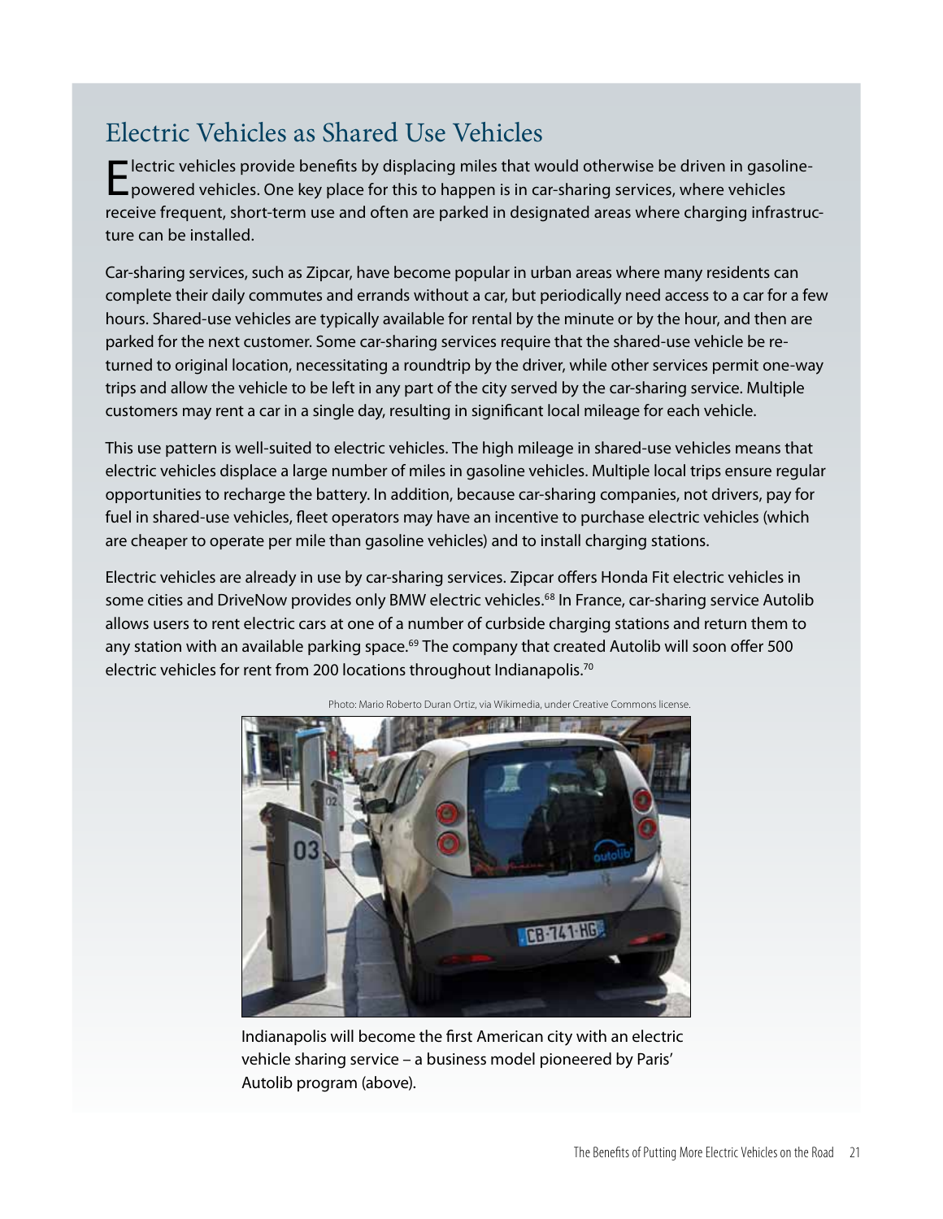## Electric Vehicles as Shared Use Vehicles

Electric vehicles provide benefits by displacing miles that would otherwise be driven in gasoline-powered vehicles. One key place for this to happen is in car-sharing services, where vehicles receive frequent, short-term use and often are parked in designated areas where charging infrastructure can be installed.

Car-sharing services, such as Zipcar, have become popular in urban areas where many residents can complete their daily commutes and errands without a car, but periodically need access to a car for a few hours. Shared-use vehicles are typically available for rental by the minute or by the hour, and then are parked for the next customer. Some car-sharing services require that the shared-use vehicle be returned to original location, necessitating a roundtrip by the driver, while other services permit one-way trips and allow the vehicle to be left in any part of the city served by the car-sharing service. Multiple customers may rent a car in a single day, resulting in significant local mileage for each vehicle.

This use pattern is well-suited to electric vehicles. The high mileage in shared-use vehicles means that electric vehicles displace a large number of miles in gasoline vehicles. Multiple local trips ensure regular opportunities to recharge the battery. In addition, because car-sharing companies, not drivers, pay for fuel in shared-use vehicles, fleet operators may have an incentive to purchase electric vehicles (which are cheaper to operate per mile than gasoline vehicles) and to install charging stations.

Electric vehicles are already in use by car-sharing services. Zipcar offers Honda Fit electric vehicles in some cities and DriveNow provides only BMW electric vehicles.[68] In France, car-sharing service Autolib allows users to rent electric cars at one of a number of curbside charging stations and return them to any station with an available parking space.[69] The company that created Autolib will soon offer 500 electric vehicles for rent from 200 locations throughout Indianapolis.[70]

Photo: Mario Roberto Duran Ortiz, via Wikimedia, under Creative Commons license.

Indianapolis will become the first American city with an electric vehicle sharing service – a business model pioneered by Paris' Autolib program (above).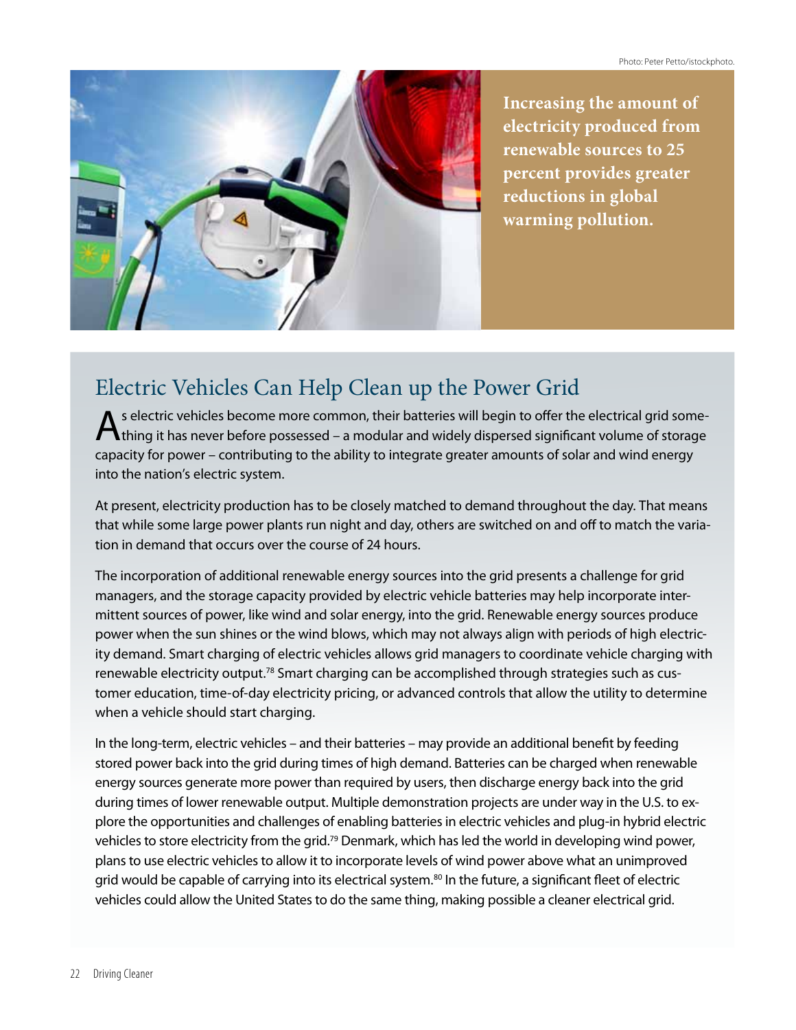Photo: Peter Petto/istockphoto.

**Increasing the amount of electricity produced from renewable sources to 25 percent provides greater reductions in global warming pollution.**

## Electric Vehicles Can Help Clean up the Power Grid

As electric vehicles become more common, their batteries will begin to offer the electrical grid something it has never before possessed – a modular and widely dispersed significant volume of storage capacity for power – contributing to the ability to integrate greater amounts of solar and wind energy into the nation's electric system.

At present, electricity production has to be closely matched to demand throughout the day. That means that while some large power plants run night and day, others are switched on and off to match the variation in demand that occurs over the course of 24 hours.

The incorporation of additional renewable energy sources into the grid presents a challenge for grid managers, and the storage capacity provided by electric vehicle batteries may help incorporate intermittent sources of power, like wind and solar energy, into the grid. Renewable energy sources produce power when the sun shines or the wind blows, which may not always align with periods of high electricity demand. Smart charging of electric vehicles allows grid managers to coordinate vehicle charging with renewable electricity output.[78] Smart charging can be accomplished through strategies such as customer education, time-of-day electricity pricing, or advanced controls that allow the utility to determine when a vehicle should start charging.

In the long-term, electric vehicles – and their batteries – may provide an additional benefit by feeding stored power back into the grid during times of high demand. Batteries can be charged when renewable energy sources generate more power than required by users, then discharge energy back into the grid during times of lower renewable output. Multiple demonstration projects are under way in the U.S. to explore the opportunities and challenges of enabling batteries in electric vehicles and plug-in hybrid electric vehicles to store electricity from the grid.[79] Denmark, which has led the world in developing wind power, plans to use electric vehicles to allow it to incorporate levels of wind power above what an unimproved grid would be capable of carrying into its electrical system.[80] In the future, a significant fleet of electric vehicles could allow the United States to do the same thing, making possible a cleaner electrical grid.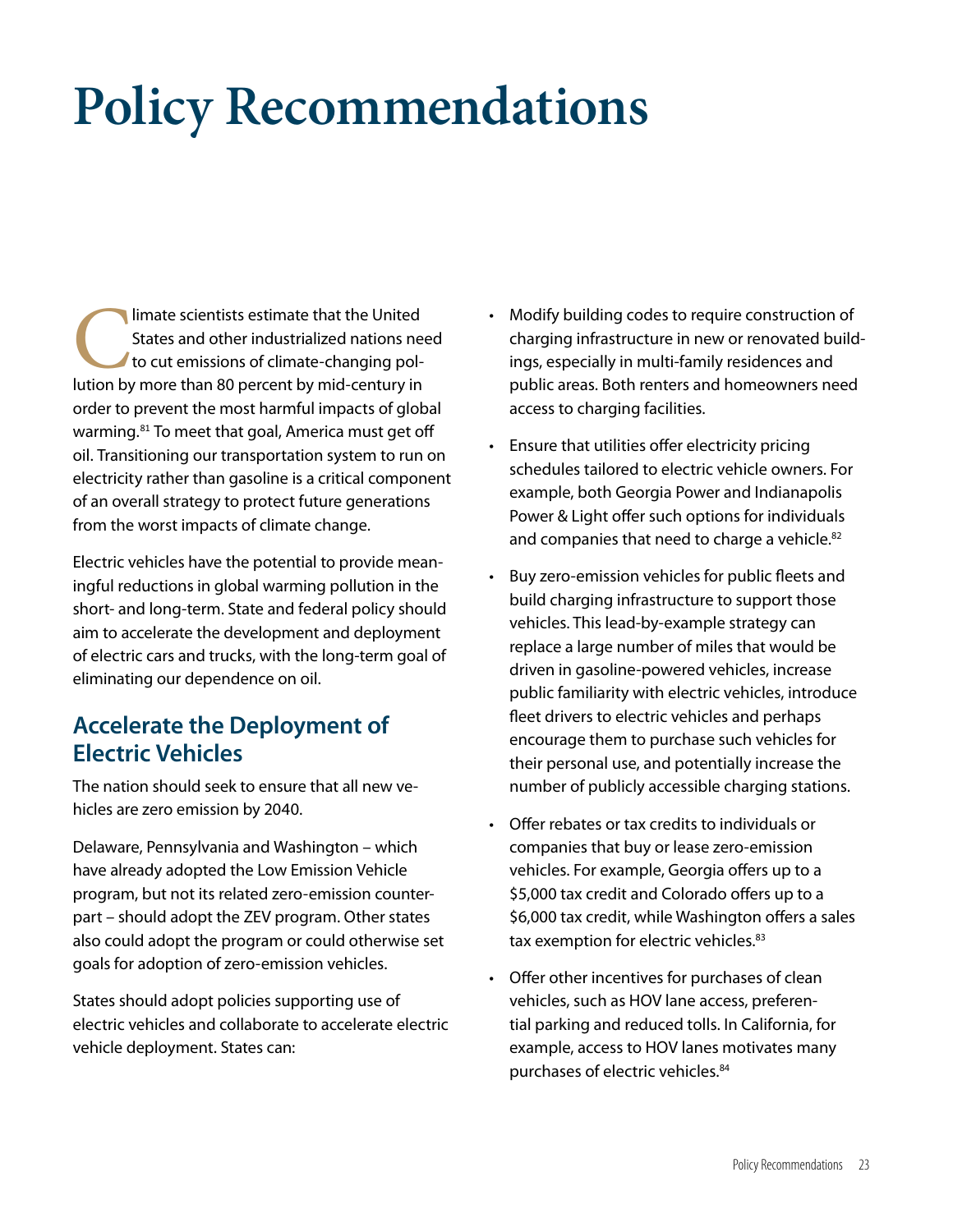# Policy Recommendations

Climate scientists estimate that the United States and other industrialized nations need to cut emissions of climate-changing pollution by more than 80 percent by mid-century in order to prevent the most harmful impacts of global warming.[81] To meet that goal, America must get off oil. Transitioning our transportation system to run on electricity rather than gasoline is a critical component of an overall strategy to protect future generations from the worst impacts of climate change.

Electric vehicles have the potential to provide meaningful reductions in global warming pollution in the short- and long-term. State and federal policy should aim to accelerate the development and deployment of electric cars and trucks, with the long-term goal of eliminating our dependence on oil.

## Accelerate the Deployment of Electric Vehicles

The nation should seek to ensure that all new vehicles are zero emission by 2040.

Delaware, Pennsylvania and Washington – which have already adopted the Low Emission Vehicle program, but not its related zero-emission counterpart – should adopt the ZEV program. Other states also could adopt the program or could otherwise set goals for adoption of zero-emission vehicles.

States should adopt policies supporting use of electric vehicles and collaborate to accelerate electric vehicle deployment. States can:

- Modify building codes to require construction of charging infrastructure in new or renovated buildings, especially in multi-family residences and public areas. Both renters and homeowners need access to charging facilities.
- Ensure that utilities offer electricity pricing schedules tailored to electric vehicle owners. For example, both Georgia Power and Indianapolis Power & Light offer such options for individuals and companies that need to charge a vehicle.[82]
- Buy zero-emission vehicles for public fleets and build charging infrastructure to support those vehicles. This lead-by-example strategy can replace a large number of miles that would be driven in gasoline-powered vehicles, increase public familiarity with electric vehicles, introduce fleet drivers to electric vehicles and perhaps encourage them to purchase such vehicles for their personal use, and potentially increase the number of publicly accessible charging stations.
- Offer rebates or tax credits to individuals or companies that buy or lease zero-emission vehicles. For example, Georgia offers up to a $5,000 tax credit and Colorado offers up to a $6,000 tax credit, while Washington offers a sales tax exemption for electric vehicles.[83]
- Offer other incentives for purchases of clean vehicles, such as HOV lane access, preferential parking and reduced tolls. In California, for example, access to HOV lanes motivates many purchases of electric vehicles.[84]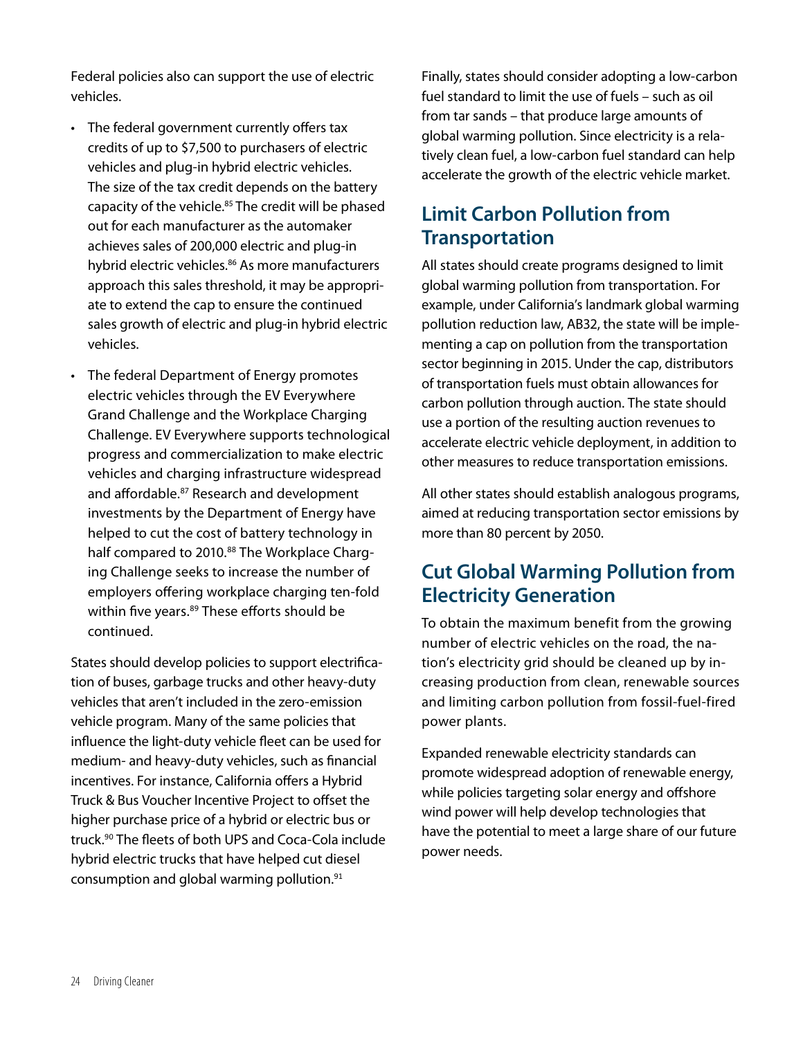Federal policies also can support the use of electric vehicles.

- The federal government currently offers tax credits of up to $7,500 to purchasers of electric vehicles and plug-in hybrid electric vehicles. The size of the tax credit depends on the battery capacity of the vehicle.[85] The credit will be phased out for each manufacturer as the automaker achieves sales of 200,000 electric and plug-in hybrid electric vehicles.[86] As more manufacturers approach this sales threshold, it may be appropriate to extend the cap to ensure the continued sales growth of electric and plug-in hybrid electric vehicles.
- The federal Department of Energy promotes electric vehicles through the EV Everywhere Grand Challenge and the Workplace Charging Challenge. EV Everywhere supports technological progress and commercialization to make electric vehicles and charging infrastructure widespread and affordable.[87] Research and development investments by the Department of Energy have helped to cut the cost of battery technology in half compared to 2010.[88] The Workplace Charging Challenge seeks to increase the number of employers offering workplace charging ten-fold within five years.[89] These efforts should be continued.

States should develop policies to support electrification of buses, garbage trucks and other heavy-duty vehicles that aren't included in the zero-emission vehicle program. Many of the same policies that influence the light-duty vehicle fleet can be used for medium- and heavy-duty vehicles, such as financial incentives. For instance, California offers a Hybrid Truck & Bus Voucher Incentive Project to offset the higher purchase price of a hybrid or electric bus or truck.[90] The fleets of both UPS and Coca-Cola include hybrid electric trucks that have helped cut diesel consumption and global warming pollution.[91]

Finally, states should consider adopting a low-carbon fuel standard to limit the use of fuels – such as oil from tar sands – that produce large amounts of global warming pollution. Since electricity is a relatively clean fuel, a low-carbon fuel standard can help accelerate the growth of the electric vehicle market.

## Limit Carbon Pollution from Transportation

All states should create programs designed to limit global warming pollution from transportation. For example, under California's landmark global warming pollution reduction law, AB32, the state will be implementing a cap on pollution from the transportation sector beginning in 2015. Under the cap, distributors of transportation fuels must obtain allowances for carbon pollution through auction. The state should use a portion of the resulting auction revenues to accelerate electric vehicle deployment, in addition to other measures to reduce transportation emissions.

All other states should establish analogous programs, aimed at reducing transportation sector emissions by more than 80 percent by 2050.

## Cut Global Warming Pollution from Electricity Generation

To obtain the maximum benefit from the growing number of electric vehicles on the road, the nation's electricity grid should be cleaned up by increasing production from clean, renewable sources and limiting carbon pollution from fossil-fuel-fired power plants.

Expanded renewable electricity standards can promote widespread adoption of renewable energy, while policies targeting solar energy and offshore wind power will help develop technologies that have the potential to meet a large share of our future power needs.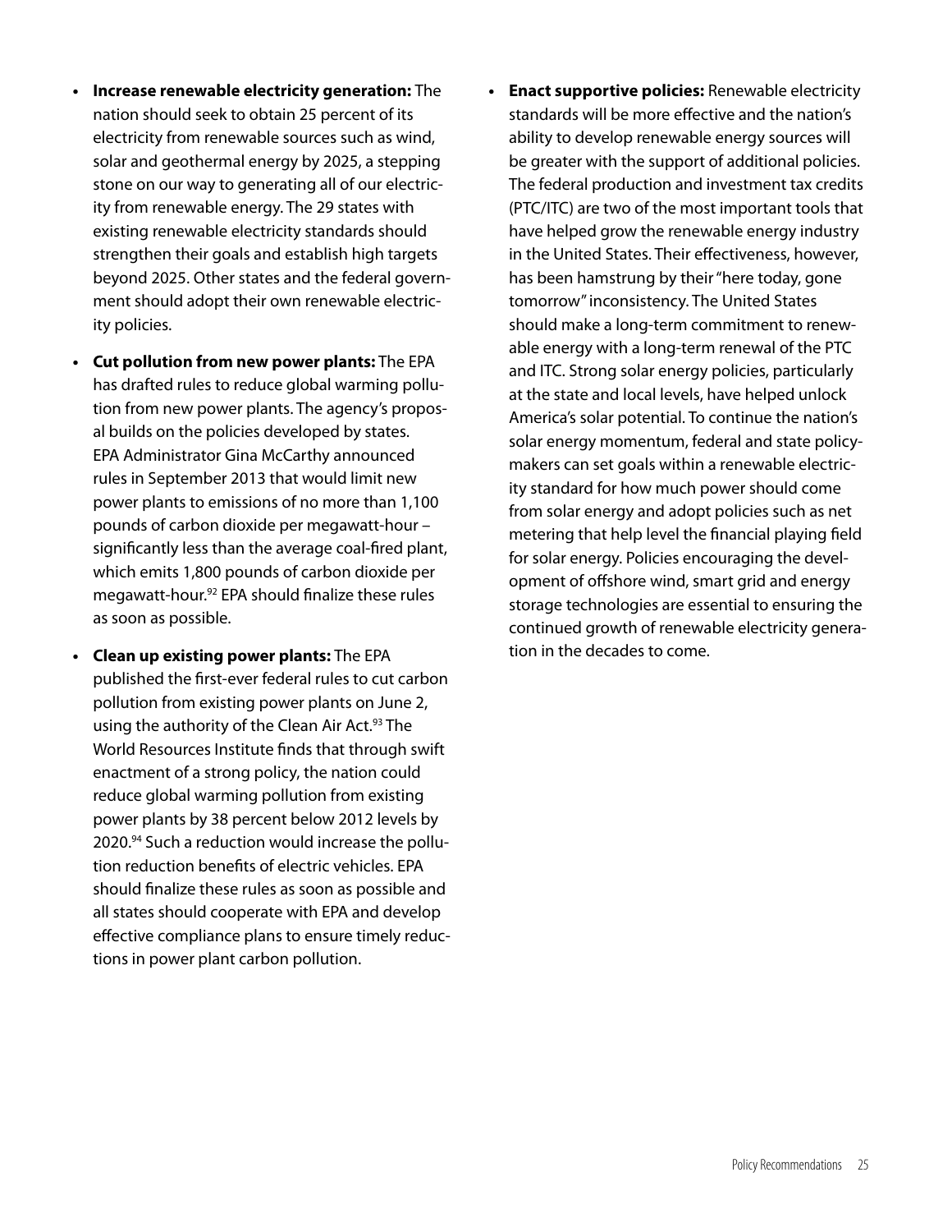- **Increase renewable electricity generation:** The nation should seek to obtain 25 percent of its electricity from renewable sources such as wind, solar and geothermal energy by 2025, a stepping stone on our way to generating all of our electricity from renewable energy. The 29 states with existing renewable electricity standards should strengthen their goals and establish high targets beyond 2025. Other states and the federal government should adopt their own renewable electricity policies.

- **Cut pollution from new power plants:** The EPA has drafted rules to reduce global warming pollution from new power plants. The agency's proposal builds on the policies developed by states. EPA Administrator Gina McCarthy announced rules in September 2013 that would limit new power plants to emissions of no more than 1,100 pounds of carbon dioxide per megawatt-hour – significantly less than the average coal-fired plant, which emits 1,800 pounds of carbon dioxide per megawatt-hour.[92] EPA should finalize these rules as soon as possible.

- **Clean up existing power plants:** The EPA published the first-ever federal rules to cut carbon pollution from existing power plants on June 2, using the authority of the Clean Air Act.[93] The World Resources Institute finds that through swift enactment of a strong policy, the nation could reduce global warming pollution from existing power plants by 38 percent below 2012 levels by 2020.[94] Such a reduction would increase the pollution reduction benefits of electric vehicles. EPA should finalize these rules as soon as possible and all states should cooperate with EPA and develop effective compliance plans to ensure timely reductions in power plant carbon pollution.

- **Enact supportive policies:** Renewable electricity standards will be more effective and the nation's ability to develop renewable energy sources will be greater with the support of additional policies. The federal production and investment tax credits (PTC/ITC) are two of the most important tools that have helped grow the renewable energy industry in the United States. Their effectiveness, however, has been hamstrung by their "here today, gone tomorrow" inconsistency. The United States should make a long-term commitment to renewable energy with a long-term renewal of the PTC and ITC. Strong solar energy policies, particularly at the state and local levels, have helped unlock America's solar potential. To continue the nation's solar energy momentum, federal and state policymakers can set goals within a renewable electricity standard for how much power should come from solar energy and adopt policies such as net metering that help level the financial playing field for solar energy. Policies encouraging the development of offshore wind, smart grid and energy storage technologies are essential to ensuring the continued growth of renewable electricity generation in the decades to come.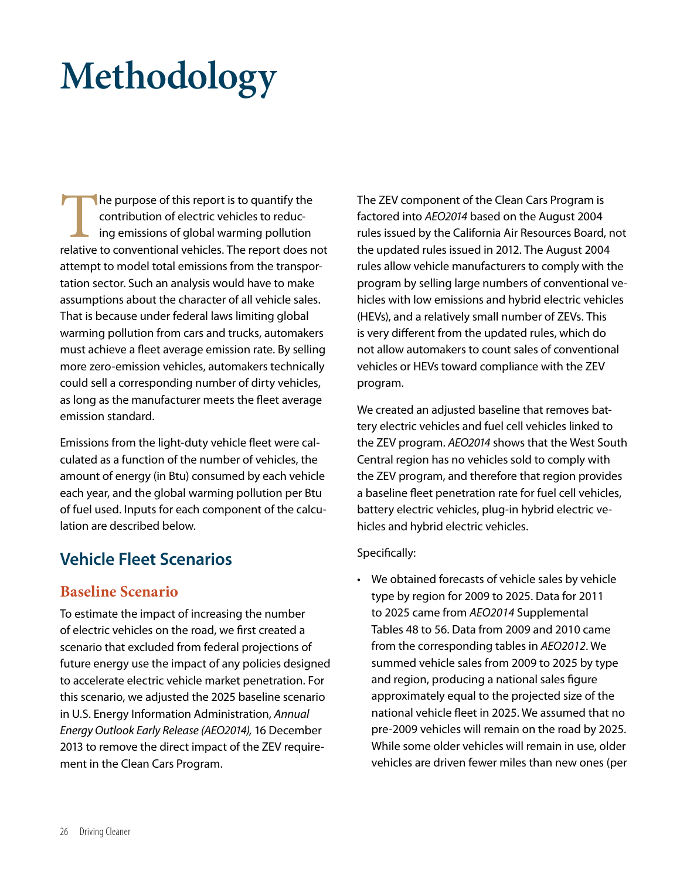# Methodology

The purpose of this report is to quantify the contribution of electric vehicles to reducing emissions of global warming pollution relative to conventional vehicles. The report does not attempt to model total emissions from the transportation sector. Such an analysis would have to make assumptions about the character of all vehicle sales. That is because under federal laws limiting global warming pollution from cars and trucks, automakers must achieve a fleet average emission rate. By selling more zero-emission vehicles, automakers technically could sell a corresponding number of dirty vehicles, as long as the manufacturer meets the fleet average emission standard.

Emissions from the light-duty vehicle fleet were calculated as a function of the number of vehicles, the amount of energy (in Btu) consumed by each vehicle each year, and the global warming pollution per Btu of fuel used. Inputs for each component of the calculation are described below.

## Vehicle Fleet Scenarios

### Baseline Scenario

To estimate the impact of increasing the number of electric vehicles on the road, we first created a scenario that excluded from federal projections of future energy use the impact of any policies designed to accelerate electric vehicle market penetration. For this scenario, we adjusted the 2025 baseline scenario in U.S. Energy Information Administration, *Annual Energy Outlook Early Release (AEO2014),* 16 December 2013 to remove the direct impact of the ZEV requirement in the Clean Cars Program.

The ZEV component of the Clean Cars Program is factored into *AEO2014* based on the August 2004 rules issued by the California Air Resources Board, not the updated rules issued in 2012. The August 2004 rules allow vehicle manufacturers to comply with the program by selling large numbers of conventional vehicles with low emissions and hybrid electric vehicles (HEVs), and a relatively small number of ZEVs. This is very different from the updated rules, which do not allow automakers to count sales of conventional vehicles or HEVs toward compliance with the ZEV program.

We created an adjusted baseline that removes battery electric vehicles and fuel cell vehicles linked to the ZEV program. *AEO2014* shows that the West South Central region has no vehicles sold to comply with the ZEV program, and therefore that region provides a baseline fleet penetration rate for fuel cell vehicles, battery electric vehicles, plug-in hybrid electric vehicles and hybrid electric vehicles.

Specifically:

- We obtained forecasts of vehicle sales by vehicle type by region for 2009 to 2025. Data for 2011 to 2025 came from *AEO2014* Supplemental Tables 48 to 56. Data from 2009 and 2010 came from the corresponding tables in *AEO2012*. We summed vehicle sales from 2009 to 2025 by type and region, producing a national sales figure approximately equal to the projected size of the national vehicle fleet in 2025. We assumed that no pre-2009 vehicles will remain on the road by 2025. While some older vehicles will remain in use, older vehicles are driven fewer miles than new ones (per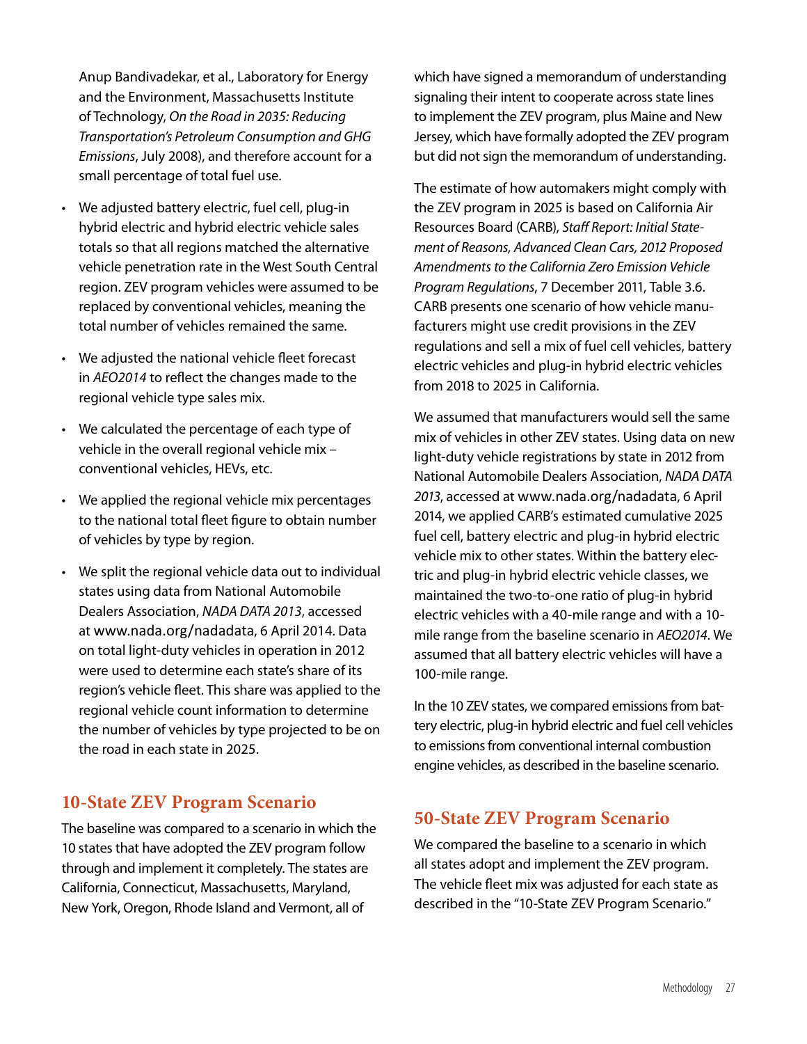Anup Bandivadekar, et al., Laboratory for Energy and the Environment, Massachusetts Institute of Technology, *On the Road in 2035: Reducing Transportation's Petroleum Consumption and GHG Emissions*, July 2008), and therefore account for a small percentage of total fuel use.

- We adjusted battery electric, fuel cell, plug-in hybrid electric and hybrid electric vehicle sales totals so that all regions matched the alternative vehicle penetration rate in the West South Central region. ZEV program vehicles were assumed to be replaced by conventional vehicles, meaning the total number of vehicles remained the same.
- We adjusted the national vehicle fleet forecast in *AEO2014* to reflect the changes made to the regional vehicle type sales mix.
- We calculated the percentage of each type of vehicle in the overall regional vehicle mix – conventional vehicles, HEVs, etc.
- We applied the regional vehicle mix percentages to the national total fleet figure to obtain number of vehicles by type by region.
- We split the regional vehicle data out to individual states using data from National Automobile Dealers Association, *NADA DATA 2013*, accessed at www.nada.org/nadadata, 6 April 2014. Data on total light-duty vehicles in operation in 2012 were used to determine each state's share of its region's vehicle fleet. This share was applied to the regional vehicle count information to determine the number of vehicles by type projected to be on the road in each state in 2025.

## 10-State ZEV Program Scenario

The baseline was compared to a scenario in which the 10 states that have adopted the ZEV program follow through and implement it completely. The states are California, Connecticut, Massachusetts, Maryland, New York, Oregon, Rhode Island and Vermont, all of which have signed a memorandum of understanding signaling their intent to cooperate across state lines to implement the ZEV program, plus Maine and New Jersey, which have formally adopted the ZEV program but did not sign the memorandum of understanding.

The estimate of how automakers might comply with the ZEV program in 2025 is based on California Air Resources Board (CARB), *Staff Report: Initial Statement of Reasons, Advanced Clean Cars, 2012 Proposed Amendments to the California Zero Emission Vehicle Program Regulations*, 7 December 2011, Table 3.6. CARB presents one scenario of how vehicle manufacturers might use credit provisions in the ZEV regulations and sell a mix of fuel cell vehicles, battery electric vehicles and plug-in hybrid electric vehicles from 2018 to 2025 in California.

We assumed that manufacturers would sell the same mix of vehicles in other ZEV states. Using data on new light-duty vehicle registrations by state in 2012 from National Automobile Dealers Association, *NADA DATA 2013*, accessed at www.nada.org/nadadata, 6 April 2014, we applied CARB's estimated cumulative 2025 fuel cell, battery electric and plug-in hybrid electric vehicle mix to other states. Within the battery electric and plug-in hybrid electric vehicle classes, we maintained the two-to-one ratio of plug-in hybrid electric vehicles with a 40-mile range and with a 10-mile range from the baseline scenario in *AEO2014*. We assumed that all battery electric vehicles will have a 100-mile range.

In the 10 ZEV states, we compared emissions from battery electric, plug-in hybrid electric and fuel cell vehicles to emissions from conventional internal combustion engine vehicles, as described in the baseline scenario.

## 50-State ZEV Program Scenario

We compared the baseline to a scenario in which all states adopt and implement the ZEV program. The vehicle fleet mix was adjusted for each state as described in the "10-State ZEV Program Scenario."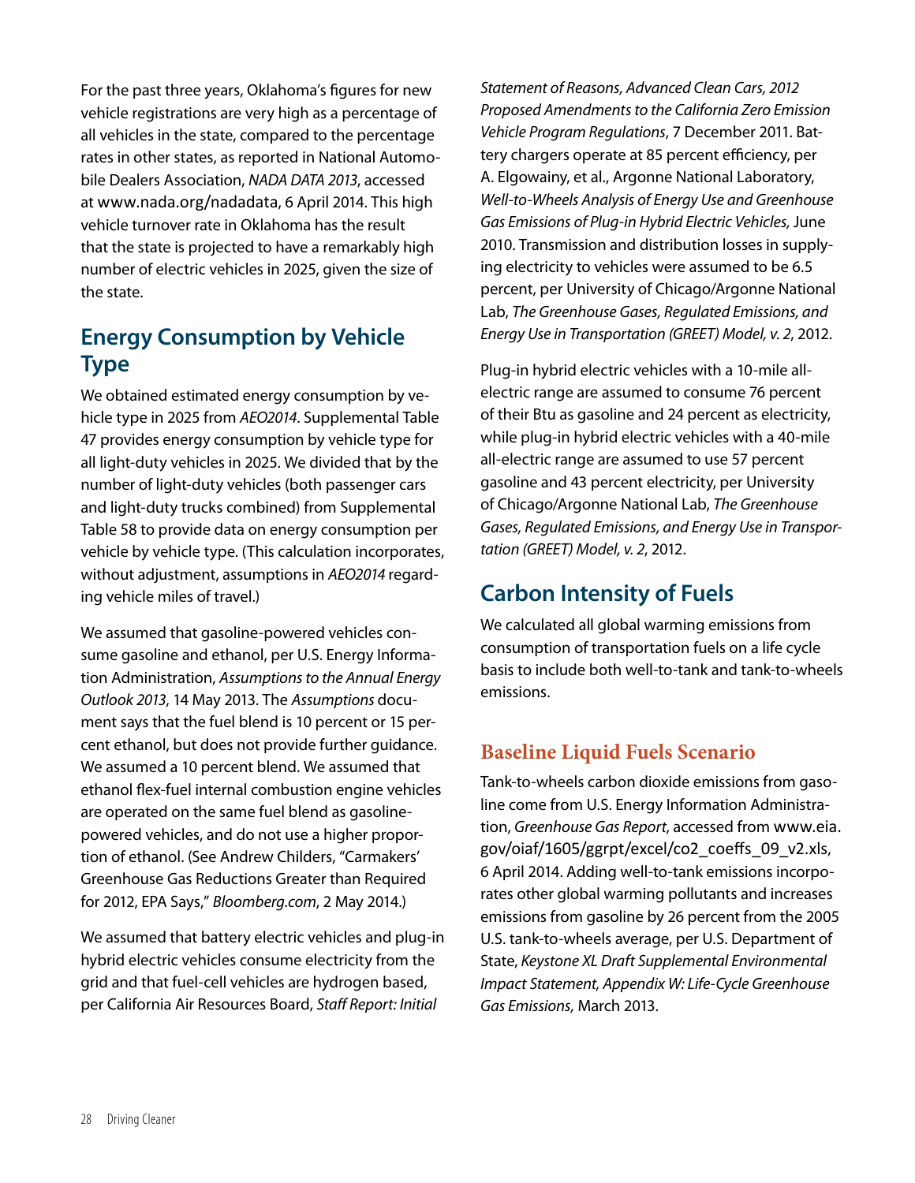For the past three years, Oklahoma's figures for new vehicle registrations are very high as a percentage of all vehicles in the state, compared to the percentage rates in other states, as reported in National Automobile Dealers Association, *NADA DATA 2013*, accessed at www.nada.org/nadadata, 6 April 2014. This high vehicle turnover rate in Oklahoma has the result that the state is projected to have a remarkably high number of electric vehicles in 2025, given the size of the state.

## Energy Consumption by Vehicle Type

We obtained estimated energy consumption by vehicle type in 2025 from *AEO2014*. Supplemental Table 47 provides energy consumption by vehicle type for all light-duty vehicles in 2025. We divided that by the number of light-duty vehicles (both passenger cars and light-duty trucks combined) from Supplemental Table 58 to provide data on energy consumption per vehicle by vehicle type. (This calculation incorporates, without adjustment, assumptions in *AEO2014* regarding vehicle miles of travel.)

We assumed that gasoline-powered vehicles consume gasoline and ethanol, per U.S. Energy Information Administration, *Assumptions to the Annual Energy Outlook 2013*, 14 May 2013. The *Assumptions* document says that the fuel blend is 10 percent or 15 percent ethanol, but does not provide further guidance. We assumed a 10 percent blend. We assumed that ethanol flex-fuel internal combustion engine vehicles are operated on the same fuel blend as gasoline-powered vehicles, and do not use a higher proportion of ethanol. (See Andrew Childers, "Carmakers' Greenhouse Gas Reductions Greater than Required for 2012, EPA Says," *Bloomberg.com*, 2 May 2014.)

We assumed that battery electric vehicles and plug-in hybrid electric vehicles consume electricity from the grid and that fuel-cell vehicles are hydrogen based, per California Air Resources Board, *Staff Report: Initial Statement of Reasons, Advanced Clean Cars, 2012 Proposed Amendments to the California Zero Emission Vehicle Program Regulations*, 7 December 2011. Battery chargers operate at 85 percent efficiency, per A. Elgowainy, et al., Argonne National Laboratory, *Well-to-Wheels Analysis of Energy Use and Greenhouse Gas Emissions of Plug-in Hybrid Electric Vehicles,* June 2010. Transmission and distribution losses in supplying electricity to vehicles were assumed to be 6.5 percent, per University of Chicago/Argonne National Lab, *The Greenhouse Gases, Regulated Emissions, and Energy Use in Transportation (GREET) Model, v. 2*, 2012.

Plug-in hybrid electric vehicles with a 10-mile all-electric range are assumed to consume 76 percent of their Btu as gasoline and 24 percent as electricity, while plug-in hybrid electric vehicles with a 40-mile all-electric range are assumed to use 57 percent gasoline and 43 percent electricity, per University of Chicago/Argonne National Lab, *The Greenhouse Gases, Regulated Emissions, and Energy Use in Transportation (GREET) Model, v. 2*, 2012.

## Carbon Intensity of Fuels

We calculated all global warming emissions from consumption of transportation fuels on a life cycle basis to include both well-to-tank and tank-to-wheels emissions.

### Baseline Liquid Fuels Scenario

Tank-to-wheels carbon dioxide emissions from gasoline come from U.S. Energy Information Administration, *Greenhouse Gas Report*, accessed from www.eia.gov/oiaf/1605/ggrpt/excel/co2_coeffs_09_v2.xls, 6 April 2014. Adding well-to-tank emissions incorporates other global warming pollutants and increases emissions from gasoline by 26 percent from the 2005 U.S. tank-to-wheels average, per U.S. Department of State, *Keystone XL Draft Supplemental Environmental Impact Statement, Appendix W: Life-Cycle Greenhouse Gas Emissions,* March 2013.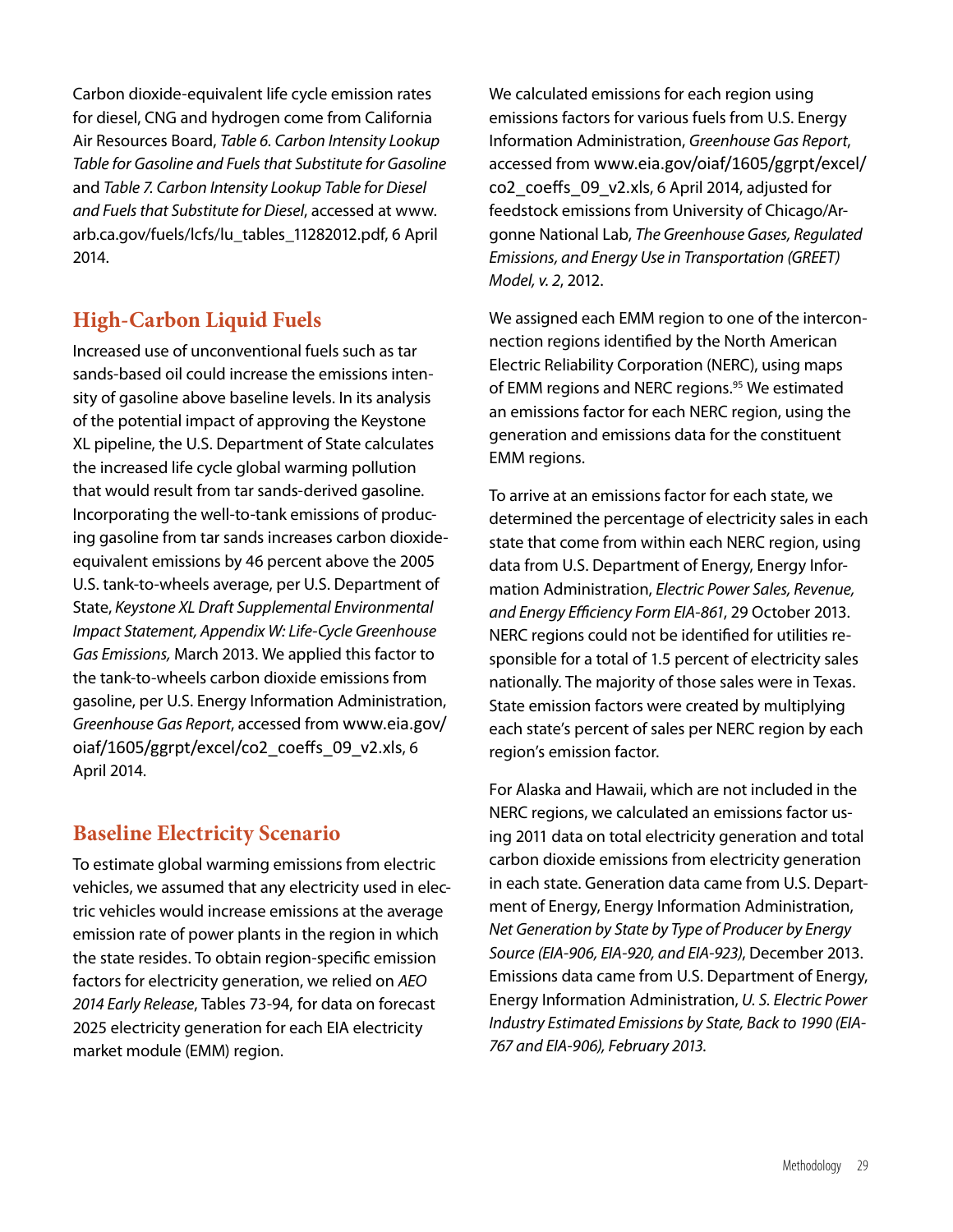Carbon dioxide-equivalent life cycle emission rates for diesel, CNG and hydrogen come from California Air Resources Board, *Table 6. Carbon Intensity Lookup Table for Gasoline and Fuels that Substitute for Gasoline* and *Table 7. Carbon Intensity Lookup Table for Diesel and Fuels that Substitute for Diesel*, accessed at www.arb.ca.gov/fuels/lcfs/lu_tables_11282012.pdf, 6 April 2014.

## High-Carbon Liquid Fuels

Increased use of unconventional fuels such as tar sands-based oil could increase the emissions intensity of gasoline above baseline levels. In its analysis of the potential impact of approving the Keystone XL pipeline, the U.S. Department of State calculates the increased life cycle global warming pollution that would result from tar sands-derived gasoline. Incorporating the well-to-tank emissions of producing gasoline from tar sands increases carbon dioxide-equivalent emissions by 46 percent above the 2005 U.S. tank-to-wheels average, per U.S. Department of State, *Keystone XL Draft Supplemental Environmental Impact Statement, Appendix W: Life-Cycle Greenhouse Gas Emissions,* March 2013. We applied this factor to the tank-to-wheels carbon dioxide emissions from gasoline, per U.S. Energy Information Administration, *Greenhouse Gas Report*, accessed from www.eia.gov/oiaf/1605/ggrpt/excel/co2_coeffs_09_v2.xls, 6 April 2014.

## Baseline Electricity Scenario

To estimate global warming emissions from electric vehicles, we assumed that any electricity used in electric vehicles would increase emissions at the average emission rate of power plants in the region in which the state resides. To obtain region-specific emission factors for electricity generation, we relied on *AEO 2014 Early Release*, Tables 73-94, for data on forecast 2025 electricity generation for each EIA electricity market module (EMM) region.

We calculated emissions for each region using emissions factors for various fuels from U.S. Energy Information Administration, *Greenhouse Gas Report*, accessed from www.eia.gov/oiaf/1605/ggrpt/excel/co2_coeffs_09_v2.xls, 6 April 2014, adjusted for feedstock emissions from University of Chicago/Argonne National Lab, *The Greenhouse Gases, Regulated Emissions, and Energy Use in Transportation (GREET) Model, v. 2*, 2012.

We assigned each EMM region to one of the interconnection regions identified by the North American Electric Reliability Corporation (NERC), using maps of EMM regions and NERC regions.[95] We estimated an emissions factor for each NERC region, using the generation and emissions data for the constituent EMM regions.

To arrive at an emissions factor for each state, we determined the percentage of electricity sales in each state that come from within each NERC region, using data from U.S. Department of Energy, Energy Information Administration, *Electric Power Sales, Revenue, and Energy Efficiency Form EIA-861*, 29 October 2013. NERC regions could not be identified for utilities responsible for a total of 1.5 percent of electricity sales nationally. The majority of those sales were in Texas. State emission factors were created by multiplying each state's percent of sales per NERC region by each region's emission factor.

For Alaska and Hawaii, which are not included in the NERC regions, we calculated an emissions factor using 2011 data on total electricity generation and total carbon dioxide emissions from electricity generation in each state. Generation data came from U.S. Department of Energy, Energy Information Administration, *Net Generation by State by Type of Producer by Energy Source (EIA-906, EIA-920, and EIA-923)*, December 2013. Emissions data came from U.S. Department of Energy, Energy Information Administration, *U. S. Electric Power Industry Estimated Emissions by State, Back to 1990 (EIA-767 and EIA-906), February 2013.*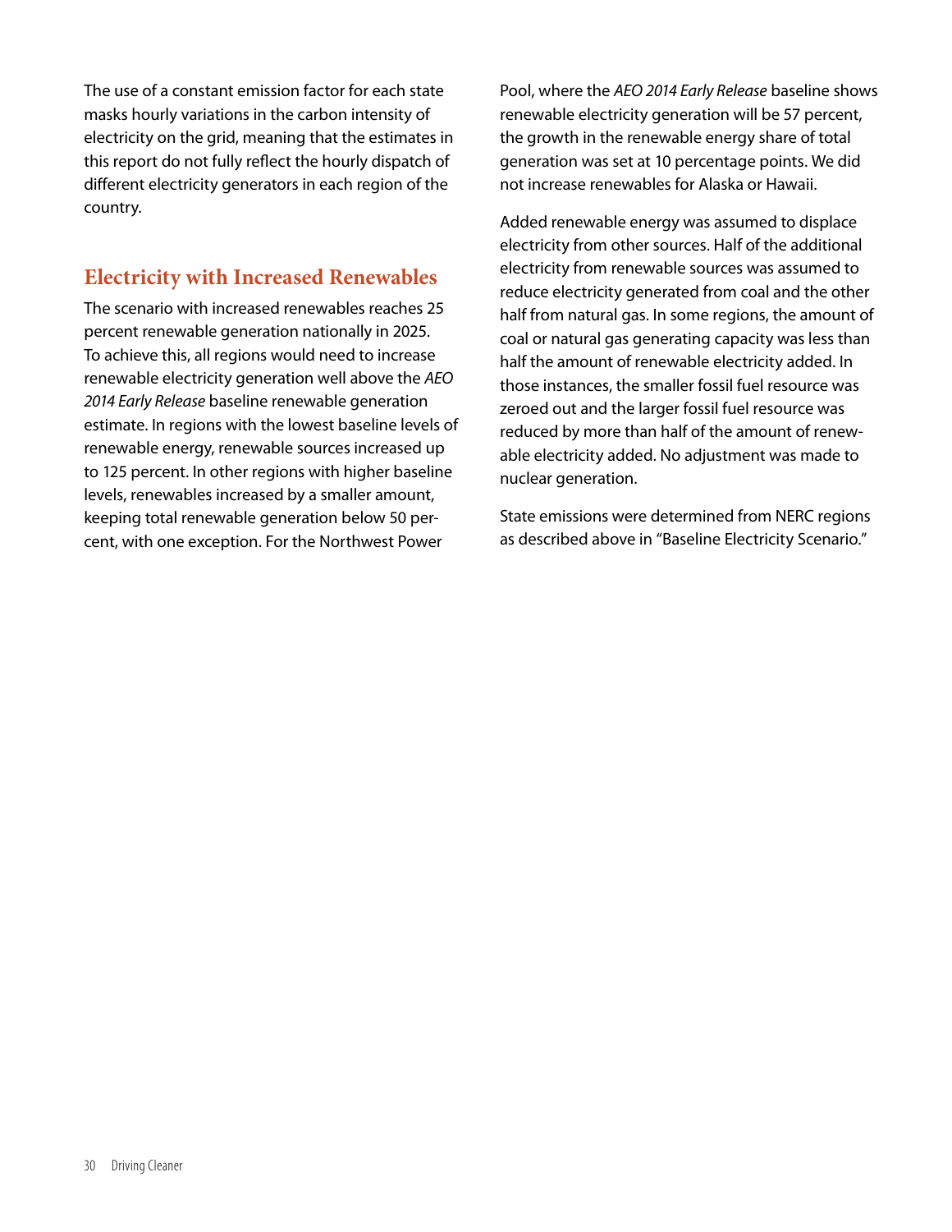The use of a constant emission factor for each state masks hourly variations in the carbon intensity of electricity on the grid, meaning that the estimates in this report do not fully reflect the hourly dispatch of different electricity generators in each region of the country.

## Electricity with Increased Renewables

The scenario with increased renewables reaches 25 percent renewable generation nationally in 2025. To achieve this, all regions would need to increase renewable electricity generation well above the *AEO 2014 Early Release* baseline renewable generation estimate. In regions with the lowest baseline levels of renewable energy, renewable sources increased up to 125 percent. In other regions with higher baseline levels, renewables increased by a smaller amount, keeping total renewable generation below 50 percent, with one exception. For the Northwest Power Pool, where the *AEO 2014 Early Release* baseline shows renewable electricity generation will be 57 percent, the growth in the renewable energy share of total generation was set at 10 percentage points. We did not increase renewables for Alaska or Hawaii.

Added renewable energy was assumed to displace electricity from other sources. Half of the additional electricity from renewable sources was assumed to reduce electricity generated from coal and the other half from natural gas. In some regions, the amount of coal or natural gas generating capacity was less than half the amount of renewable electricity added. In those instances, the smaller fossil fuel resource was zeroed out and the larger fossil fuel resource was reduced by more than half of the amount of renewable electricity added. No adjustment was made to nuclear generation.

State emissions were determined from NERC regions as described above in "Baseline Electricity Scenario."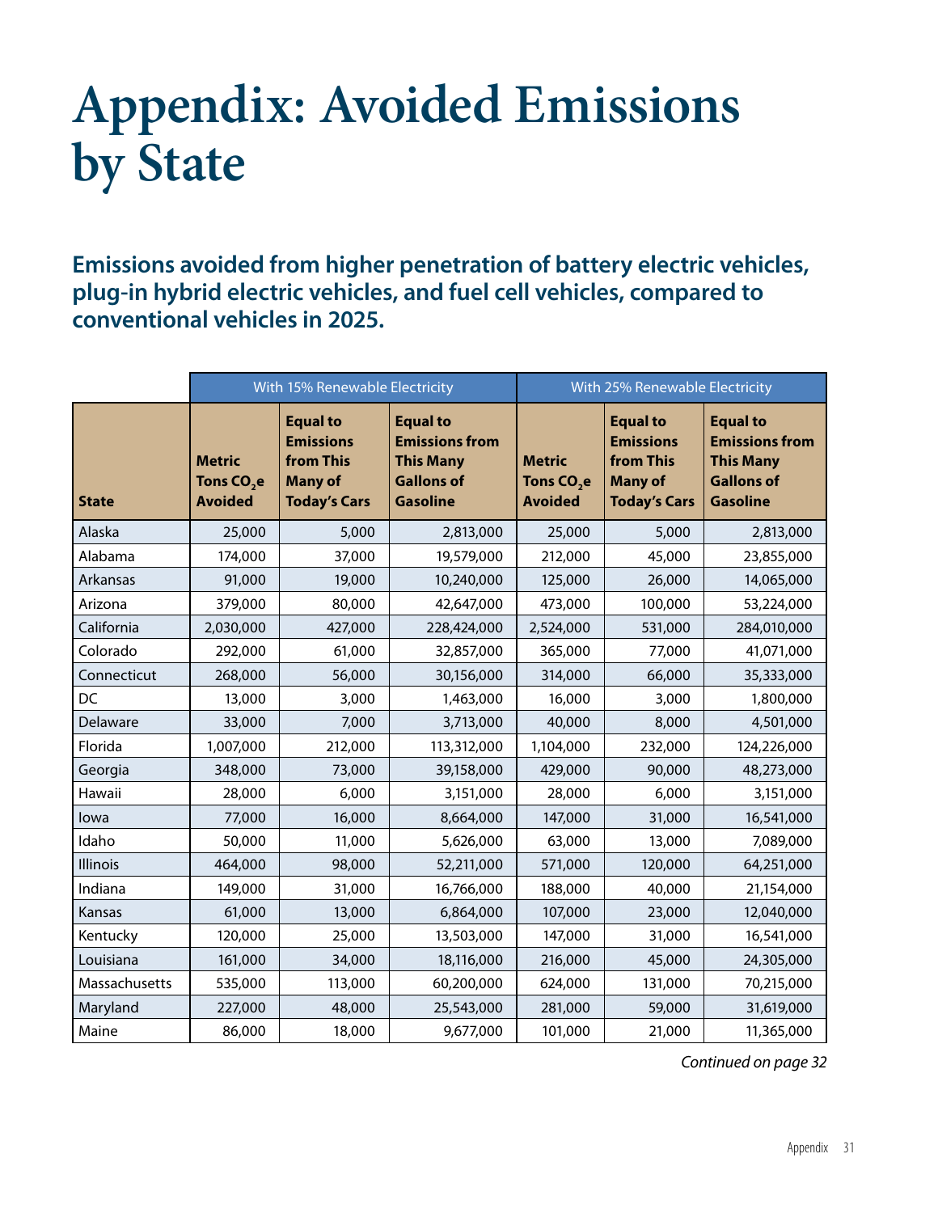# Appendix: Avoided Emissions by State

## Emissions avoided from higher penetration of battery electric vehicles, plug-in hybrid electric vehicles, and fuel cell vehicles, compared to conventional vehicles in 2025.

| | With 15% Renewable Electricity | | | With 25% Renewable Electricity | | |
|---|---|---|---|---|---|---|
| **State** | **Metric Tons $CO_2e$ Avoided** | **Equal to Emissions from This Many of Today's Cars** | **Equal to Emissions from This Many Gallons of Gasoline** | **Metric Tons $CO_2e$ Avoided** | **Equal to Emissions from This Many of Today's Cars** | **Equal to Emissions from This Many Gallons of Gasoline** |
| Alaska | 25,000 | 5,000 | 2,813,000 | 25,000 | 5,000 | 2,813,000 |
| Alabama | 174,000 | 37,000 | 19,579,000 | 212,000 | 45,000 | 23,855,000 |
| Arkansas | 91,000 | 19,000 | 10,240,000 | 125,000 | 26,000 | 14,065,000 |
| Arizona | 379,000 | 80,000 | 42,647,000 | 473,000 | 100,000 | 53,224,000 |
| California | 2,030,000 | 427,000 | 228,424,000 | 2,524,000 | 531,000 | 284,010,000 |
| Colorado | 292,000 | 61,000 | 32,857,000 | 365,000 | 77,000 | 41,071,000 |
| Connecticut | 268,000 | 56,000 | 30,156,000 | 314,000 | 66,000 | 35,333,000 |
| DC | 13,000 | 3,000 | 1,463,000 | 16,000 | 3,000 | 1,800,000 |
| Delaware | 33,000 | 7,000 | 3,713,000 | 40,000 | 8,000 | 4,501,000 |
| Florida | 1,007,000 | 212,000 | 113,312,000 | 1,104,000 | 232,000 | 124,226,000 |
| Georgia | 348,000 | 73,000 | 39,158,000 | 429,000 | 90,000 | 48,273,000 |
| Hawaii | 28,000 | 6,000 | 3,151,000 | 28,000 | 6,000 | 3,151,000 |
| Iowa | 77,000 | 16,000 | 8,664,000 | 147,000 | 31,000 | 16,541,000 |
| Idaho | 50,000 | 11,000 | 5,626,000 | 63,000 | 13,000 | 7,089,000 |
| Illinois | 464,000 | 98,000 | 52,211,000 | 571,000 | 120,000 | 64,251,000 |
| Indiana | 149,000 | 31,000 | 16,766,000 | 188,000 | 40,000 | 21,154,000 |
| Kansas | 61,000 | 13,000 | 6,864,000 | 107,000 | 23,000 | 12,040,000 |
| Kentucky | 120,000 | 25,000 | 13,503,000 | 147,000 | 31,000 | 16,541,000 |
| Louisiana | 161,000 | 34,000 | 18,116,000 | 216,000 | 45,000 | 24,305,000 |
| Massachusetts | 535,000 | 113,000 | 60,200,000 | 624,000 | 131,000 | 70,215,000 |
| Maryland | 227,000 | 48,000 | 25,543,000 | 281,000 | 59,000 | 31,619,000 |
| Maine | 86,000 | 18,000 | 9,677,000 | 101,000 | 21,000 | 11,365,000 |

*Continued on page 32*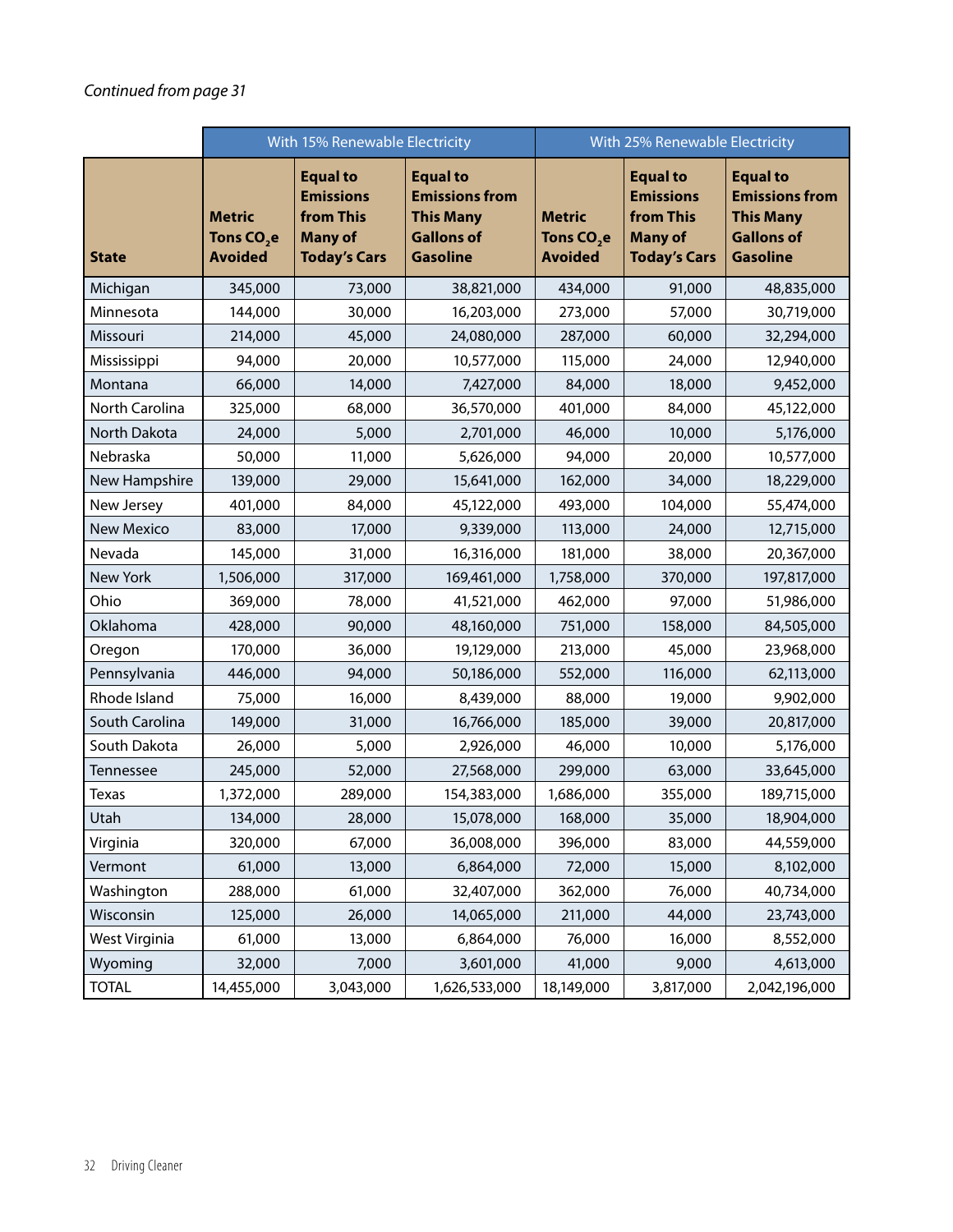*Continued from page 31*

| State | With 15% Renewable Electricity | | | With 25% Renewable Electricity | | |
|---|---|---|---|---|---|---|
| | **Metric Tons $CO_2e$ Avoided** | **Equal to Emissions from This Many of Today's Cars** | **Equal to Emissions from This Many Gallons of Gasoline** | **Metric Tons $CO_2e$ Avoided** | **Equal to Emissions from This Many of Today's Cars** | **Equal to Emissions from This Many Gallons of Gasoline** |
| Michigan | 345,000 | 73,000 | 38,821,000 | 434,000 | 91,000 | 48,835,000 |
| Minnesota | 144,000 | 30,000 | 16,203,000 | 273,000 | 57,000 | 30,719,000 |
| Missouri | 214,000 | 45,000 | 24,080,000 | 287,000 | 60,000 | 32,294,000 |
| Mississippi | 94,000 | 20,000 | 10,577,000 | 115,000 | 24,000 | 12,940,000 |
| Montana | 66,000 | 14,000 | 7,427,000 | 84,000 | 18,000 | 9,452,000 |
| North Carolina | 325,000 | 68,000 | 36,570,000 | 401,000 | 84,000 | 45,122,000 |
| North Dakota | 24,000 | 5,000 | 2,701,000 | 46,000 | 10,000 | 5,176,000 |
| Nebraska | 50,000 | 11,000 | 5,626,000 | 94,000 | 20,000 | 10,577,000 |
| New Hampshire | 139,000 | 29,000 | 15,641,000 | 162,000 | 34,000 | 18,229,000 |
| New Jersey | 401,000 | 84,000 | 45,122,000 | 493,000 | 104,000 | 55,474,000 |
| New Mexico | 83,000 | 17,000 | 9,339,000 | 113,000 | 24,000 | 12,715,000 |
| Nevada | 145,000 | 31,000 | 16,316,000 | 181,000 | 38,000 | 20,367,000 |
| New York | 1,506,000 | 317,000 | 169,461,000 | 1,758,000 | 370,000 | 197,817,000 |
| Ohio | 369,000 | 78,000 | 41,521,000 | 462,000 | 97,000 | 51,986,000 |
| Oklahoma | 428,000 | 90,000 | 48,160,000 | 751,000 | 158,000 | 84,505,000 |
| Oregon | 170,000 | 36,000 | 19,129,000 | 213,000 | 45,000 | 23,968,000 |
| Pennsylvania | 446,000 | 94,000 | 50,186,000 | 552,000 | 116,000 | 62,113,000 |
| Rhode Island | 75,000 | 16,000 | 8,439,000 | 88,000 | 19,000 | 9,902,000 |
| South Carolina | 149,000 | 31,000 | 16,766,000 | 185,000 | 39,000 | 20,817,000 |
| South Dakota | 26,000 | 5,000 | 2,926,000 | 46,000 | 10,000 | 5,176,000 |
| Tennessee | 245,000 | 52,000 | 27,568,000 | 299,000 | 63,000 | 33,645,000 |
| Texas | 1,372,000 | 289,000 | 154,383,000 | 1,686,000 | 355,000 | 189,715,000 |
| Utah | 134,000 | 28,000 | 15,078,000 | 168,000 | 35,000 | 18,904,000 |
| Virginia | 320,000 | 67,000 | 36,008,000 | 396,000 | 83,000 | 44,559,000 |
| Vermont | 61,000 | 13,000 | 6,864,000 | 72,000 | 15,000 | 8,102,000 |
| Washington | 288,000 | 61,000 | 32,407,000 | 362,000 | 76,000 | 40,734,000 |
| Wisconsin | 125,000 | 26,000 | 14,065,000 | 211,000 | 44,000 | 23,743,000 |
| West Virginia | 61,000 | 13,000 | 6,864,000 | 76,000 | 16,000 | 8,552,000 |
| Wyoming | 32,000 | 7,000 | 3,601,000 | 41,000 | 9,000 | 4,613,000 |
| TOTAL | 14,455,000 | 3,043,000 | 1,626,533,000 | 18,149,000 | 3,817,000 | 2,042,196,000 |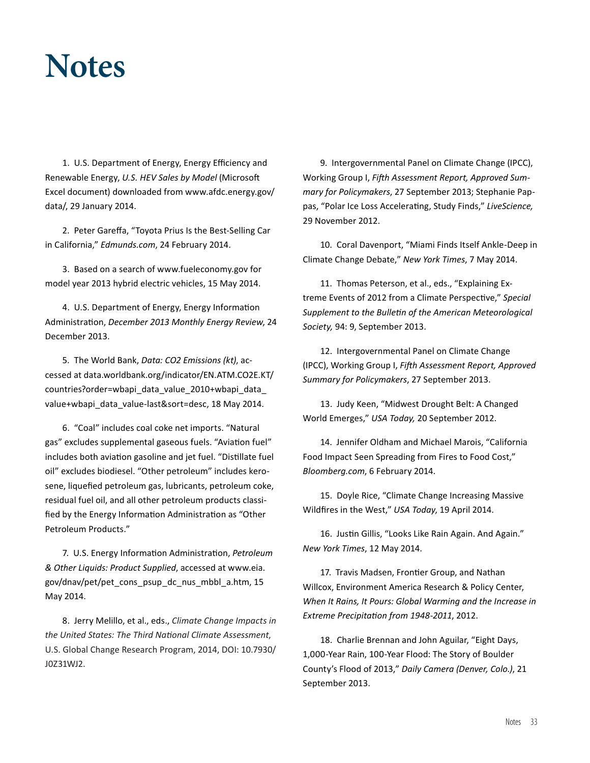# Notes

1. U.S. Department of Energy, Energy Efficiency and Renewable Energy, *U.S. HEV Sales by Model* (Microsoft Excel document) downloaded from www.afdc.energy.gov/data/, 29 January 2014.

2. Peter Gareffa, "Toyota Prius Is the Best-Selling Car in California," *Edmunds.com*, 24 February 2014.

3. Based on a search of www.fueleconomy.gov for model year 2013 hybrid electric vehicles, 15 May 2014.

4. U.S. Department of Energy, Energy Information Administration, *December 2013 Monthly Energy Review*, 24 December 2013.

5. The World Bank, *Data: CO2 Emissions (kt)*, accessed at data.worldbank.org/indicator/EN.ATM.CO2E.KT/countries?order=wbapi_data_value_2010+wbapi_data_value+wbapi_data_value-last&sort=desc, 18 May 2014.

6. "Coal" includes coal coke net imports. "Natural gas" excludes supplemental gaseous fuels. "Aviation fuel" includes both aviation gasoline and jet fuel. "Distillate fuel oil" excludes biodiesel. "Other petroleum" includes kerosene, liquefied petroleum gas, lubricants, petroleum coke, residual fuel oil, and all other petroleum products classified by the Energy Information Administration as "Other Petroleum Products."

7. U.S. Energy Information Administration, *Petroleum & Other Liquids: Product Supplied*, accessed at www.eia.gov/dnav/pet/pet_cons_psup_dc_nus_mbbl_a.htm, 15 May 2014.

8. Jerry Melillo, et al., eds., *Climate Change Impacts in the United States: The Third National Climate Assessment*, U.S. Global Change Research Program, 2014, DOI: 10.7930/J0Z31WJ2.

9. Intergovernmental Panel on Climate Change (IPCC), Working Group I, *Fifth Assessment Report, Approved Summary for Policymakers*, 27 September 2013; Stephanie Pappas, "Polar Ice Loss Accelerating, Study Finds," *LiveScience,* 29 November 2012.

10. Coral Davenport, "Miami Finds Itself Ankle-Deep in Climate Change Debate," *New York Times*, 7 May 2014.

11. Thomas Peterson, et al., eds., "Explaining Extreme Events of 2012 from a Climate Perspective," *Special Supplement to the Bulletin of the American Meteorological Society,* 94: 9, September 2013.

12. Intergovernmental Panel on Climate Change (IPCC), Working Group I, *Fifth Assessment Report, Approved Summary for Policymakers*, 27 September 2013.

13. Judy Keen, "Midwest Drought Belt: A Changed World Emerges," *USA Today,* 20 September 2012.

14. Jennifer Oldham and Michael Marois, "California Food Impact Seen Spreading from Fires to Food Cost," *Bloomberg.com*, 6 February 2014.

15. Doyle Rice, "Climate Change Increasing Massive Wildfires in the West," *USA Today*, 19 April 2014.

16. Justin Gillis, "Looks Like Rain Again. And Again." *New York Times*, 12 May 2014.

17. Travis Madsen, Frontier Group, and Nathan Willcox, Environment America Research & Policy Center, *When It Rains, It Pours: Global Warming and the Increase in Extreme Precipitation from 1948-2011*, 2012.

18. Charlie Brennan and John Aguilar, "Eight Days, 1,000-Year Rain, 100-Year Flood: The Story of Boulder County's Flood of 2013," *Daily Camera (Denver, Colo.)*, 21 September 2013.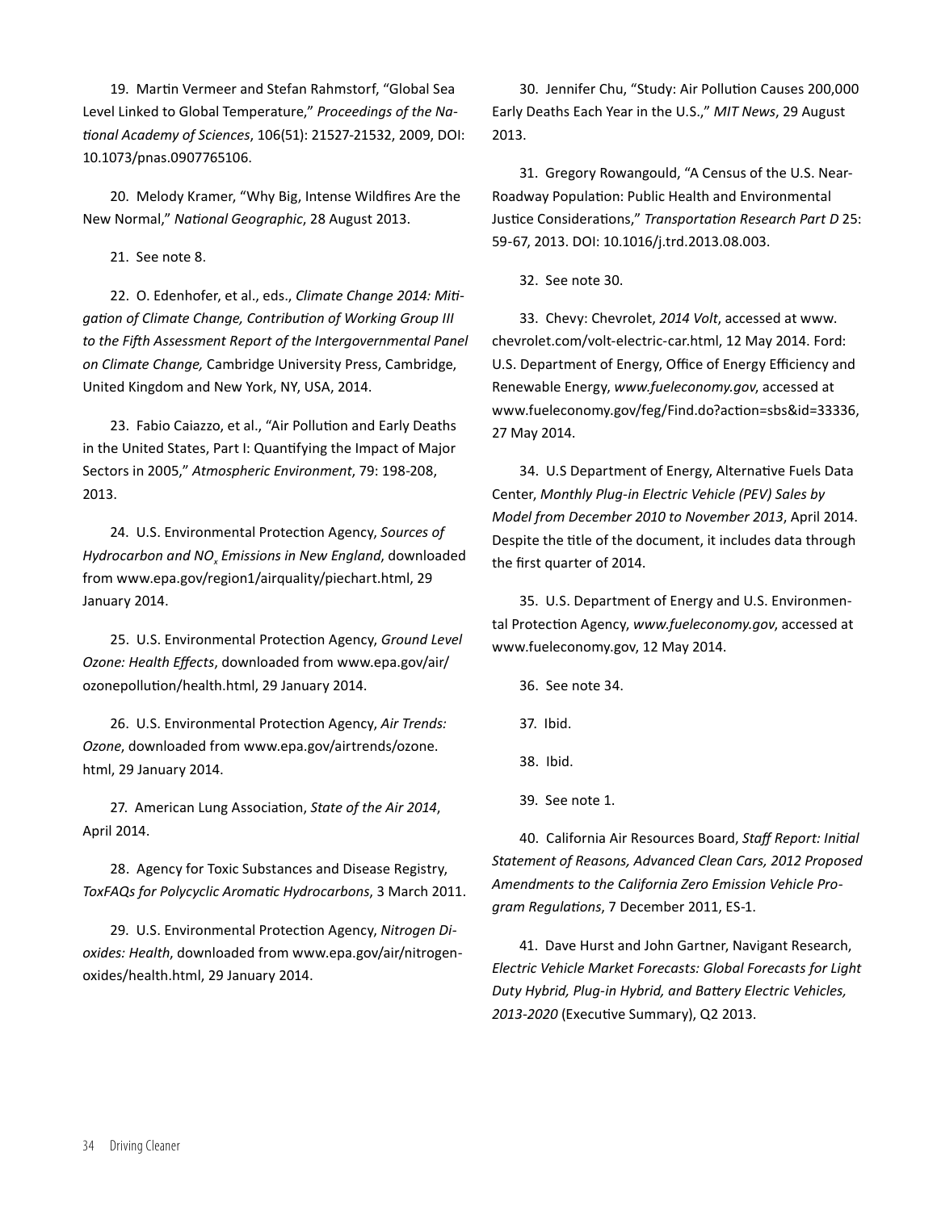19. Martin Vermeer and Stefan Rahmstorf, "Global Sea Level Linked to Global Temperature," *Proceedings of the National Academy of Sciences*, 106(51): 21527-21532, 2009, DOI: 10.1073/pnas.0907765106.

20. Melody Kramer, "Why Big, Intense Wildfires Are the New Normal," *National Geographic*, 28 August 2013.

21. See note 8.

22. O. Edenhofer, et al., eds., *Climate Change 2014: Mitigation of Climate Change, Contribution of Working Group III to the Fifth Assessment Report of the Intergovernmental Panel on Climate Change,* Cambridge University Press, Cambridge, United Kingdom and New York, NY, USA, 2014.

23. Fabio Caiazzo, et al., "Air Pollution and Early Deaths in the United States, Part I: Quantifying the Impact of Major Sectors in 2005," *Atmospheric Environment*, 79: 198-208, 2013.

24. U.S. Environmental Protection Agency, *Sources of Hydrocarbon and $NO_x$ Emissions in New England*, downloaded from www.epa.gov/region1/airquality/piechart.html, 29 January 2014.

25. U.S. Environmental Protection Agency, *Ground Level Ozone: Health Effects*, downloaded from www.epa.gov/air/ozonepollution/health.html, 29 January 2014.

26. U.S. Environmental Protection Agency, *Air Trends: Ozone*, downloaded from www.epa.gov/airtrends/ozone.html, 29 January 2014.

27. American Lung Association, *State of the Air 2014*, April 2014.

28. Agency for Toxic Substances and Disease Registry, *ToxFAQs for Polycyclic Aromatic Hydrocarbons*, 3 March 2011.

29. U.S. Environmental Protection Agency, *Nitrogen Dioxides: Health*, downloaded from www.epa.gov/air/nitrogenoxides/health.html, 29 January 2014.

30. Jennifer Chu, "Study: Air Pollution Causes 200,000 Early Deaths Each Year in the U.S.," *MIT News*, 29 August 2013.

31. Gregory Rowangould, "A Census of the U.S. Near-Roadway Population: Public Health and Environmental Justice Considerations," *Transportation Research Part D* 25: 59-67, 2013. DOI: 10.1016/j.trd.2013.08.003.

32. See note 30.

33. Chevy: Chevrolet, *2014 Volt*, accessed at www.chevrolet.com/volt-electric-car.html, 12 May 2014. Ford: U.S. Department of Energy, Office of Energy Efficiency and Renewable Energy, *www.fueleconomy.gov*, accessed at www.fueleconomy.gov/feg/Find.do?action=sbs&id=33336, 27 May 2014.

34. U.S Department of Energy, Alternative Fuels Data Center, *Monthly Plug-in Electric Vehicle (PEV) Sales by Model from December 2010 to November 2013*, April 2014. Despite the title of the document, it includes data through the first quarter of 2014.

35. U.S. Department of Energy and U.S. Environmental Protection Agency, *www.fueleconomy.gov*, accessed at www.fueleconomy.gov, 12 May 2014.

36. See note 34.

37. Ibid.

38. Ibid.

39. See note 1.

40. California Air Resources Board, *Staff Report: Initial Statement of Reasons, Advanced Clean Cars, 2012 Proposed Amendments to the California Zero Emission Vehicle Program Regulations*, 7 December 2011, ES-1.

41. Dave Hurst and John Gartner, Navigant Research, *Electric Vehicle Market Forecasts: Global Forecasts for Light Duty Hybrid, Plug-in Hybrid, and Battery Electric Vehicles, 2013-2020* (Executive Summary), Q2 2013.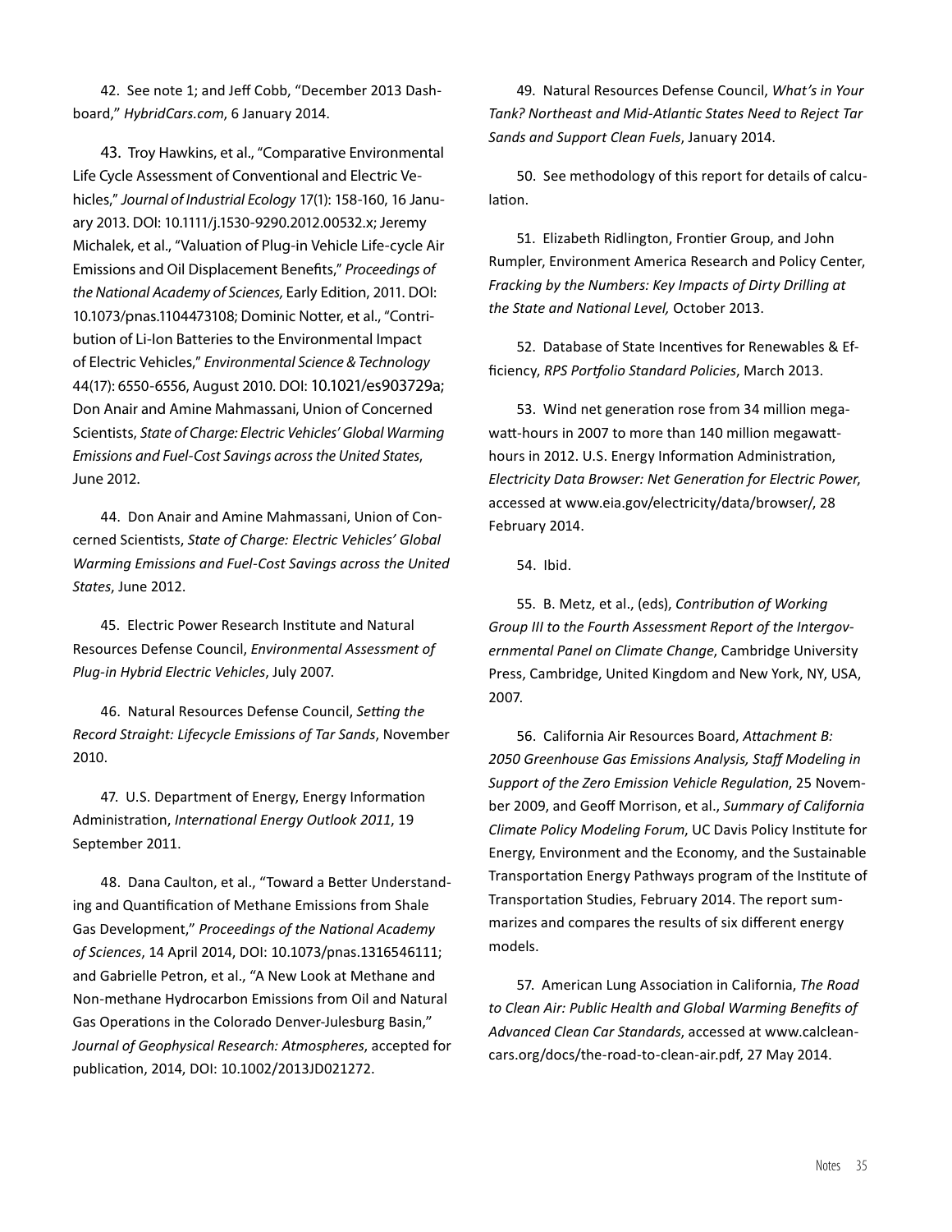42. See note 1; and Jeff Cobb, "December 2013 Dashboard," *HybridCars.com*, 6 January 2014.

43. Troy Hawkins, et al., "Comparative Environmental Life Cycle Assessment of Conventional and Electric Vehicles," *Journal of Industrial Ecology* 17(1): 158-160, 16 January 2013. DOI: 10.1111/j.1530-9290.2012.00532.x; Jeremy Michalek, et al., "Valuation of Plug-in Vehicle Life-cycle Air Emissions and Oil Displacement Benefits," *Proceedings of the National Academy of Sciences,* Early Edition, 2011. DOI: 10.1073/pnas.1104473108; Dominic Notter, et al., "Contribution of Li-Ion Batteries to the Environmental Impact of Electric Vehicles," *Environmental Science & Technology* 44(17): 6550-6556, August 2010. DOI: 10.1021/es903729a; Don Anair and Amine Mahmassani, Union of Concerned Scientists, *State of Charge: Electric Vehicles' Global Warming Emissions and Fuel-Cost Savings across the United States*, June 2012.

44. Don Anair and Amine Mahmassani, Union of Concerned Scientists, *State of Charge: Electric Vehicles' Global Warming Emissions and Fuel-Cost Savings across the United States*, June 2012.

45. Electric Power Research Institute and Natural Resources Defense Council, *Environmental Assessment of Plug-in Hybrid Electric Vehicles*, July 2007.

46. Natural Resources Defense Council, *Setting the Record Straight: Lifecycle Emissions of Tar Sands*, November 2010.

47. U.S. Department of Energy, Energy Information Administration, *International Energy Outlook 2011*, 19 September 2011.

48. Dana Caulton, et al., "Toward a Better Understanding and Quantification of Methane Emissions from Shale Gas Development," *Proceedings of the National Academy of Sciences*, 14 April 2014, DOI: 10.1073/pnas.1316546111; and Gabrielle Petron, et al., "A New Look at Methane and Non-methane Hydrocarbon Emissions from Oil and Natural Gas Operations in the Colorado Denver-Julesburg Basin," *Journal of Geophysical Research: Atmospheres*, accepted for publication, 2014, DOI: 10.1002/2013JD021272.

49. Natural Resources Defense Council, *What's in Your Tank? Northeast and Mid-Atlantic States Need to Reject Tar Sands and Support Clean Fuels*, January 2014.

50. See methodology of this report for details of calculation.

51. Elizabeth Ridlington, Frontier Group, and John Rumpler, Environment America Research and Policy Center, *Fracking by the Numbers: Key Impacts of Dirty Drilling at the State and National Level,* October 2013.

52. Database of State Incentives for Renewables & Efficiency, *RPS Portfolio Standard Policies*, March 2013.

53. Wind net generation rose from 34 million megawatt-hours in 2007 to more than 140 million megawatt-hours in 2012. U.S. Energy Information Administration, *Electricity Data Browser: Net Generation for Electric Power*, accessed at www.eia.gov/electricity/data/browser/, 28 February 2014.

54. Ibid.

55. B. Metz, et al., (eds), *Contribution of Working Group III to the Fourth Assessment Report of the Intergovernmental Panel on Climate Change*, Cambridge University Press, Cambridge, United Kingdom and New York, NY, USA, 2007.

56. California Air Resources Board, *Attachment B: 2050 Greenhouse Gas Emissions Analysis, Staff Modeling in Support of the Zero Emission Vehicle Regulation*, 25 November 2009, and Geoff Morrison, et al., *Summary of California Climate Policy Modeling Forum*, UC Davis Policy Institute for Energy, Environment and the Economy, and the Sustainable Transportation Energy Pathways program of the Institute of Transportation Studies, February 2014. The report summarizes and compares the results of six different energy models.

57. American Lung Association in California, *The Road to Clean Air: Public Health and Global Warming Benefits of Advanced Clean Car Standards*, accessed at www.calcleancars.org/docs/the-road-to-clean-air.pdf, 27 May 2014.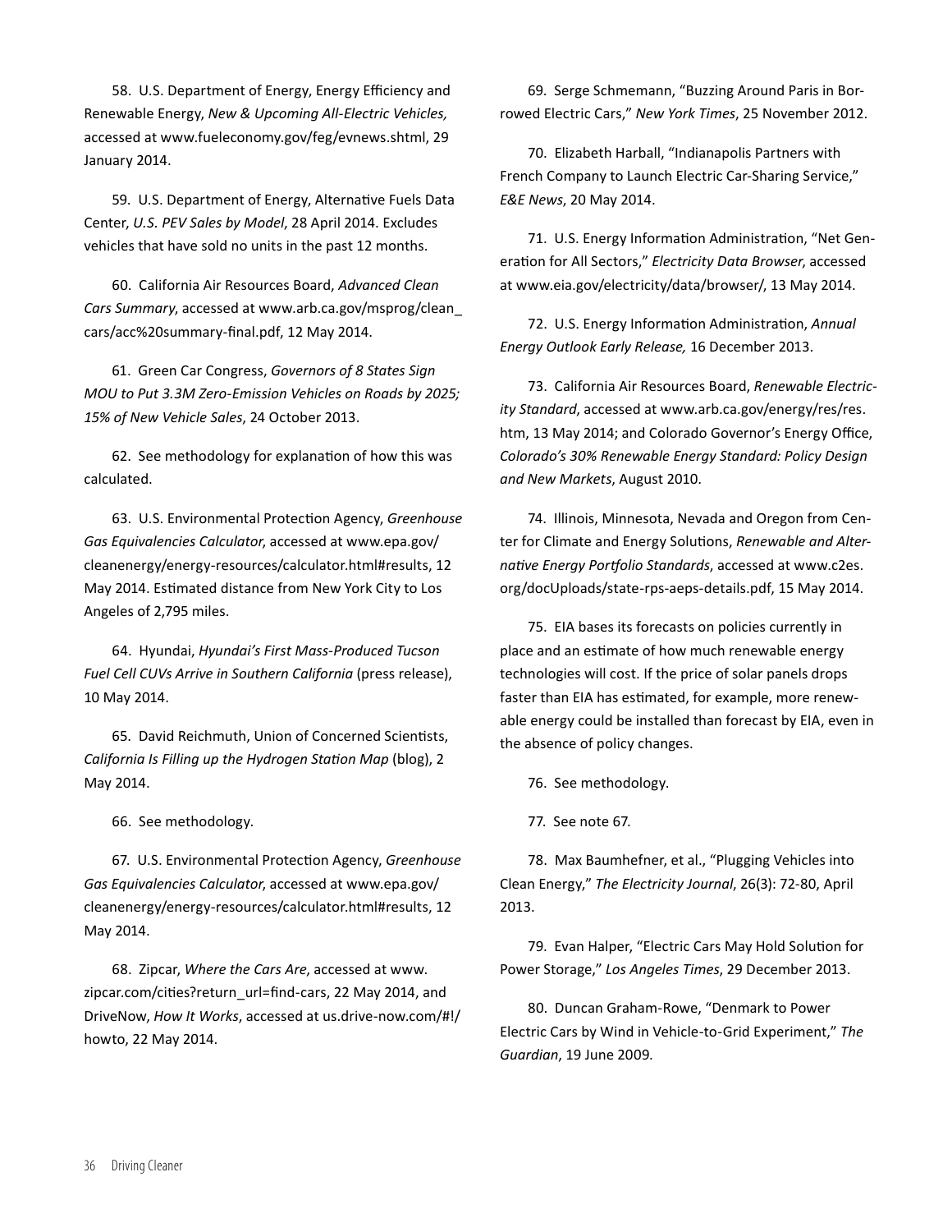58. U.S. Department of Energy, Energy Efficiency and Renewable Energy, *New & Upcoming All-Electric Vehicles,* accessed at www.fueleconomy.gov/feg/evnews.shtml, 29 January 2014.

59. U.S. Department of Energy, Alternative Fuels Data Center, *U.S. PEV Sales by Model*, 28 April 2014. Excludes vehicles that have sold no units in the past 12 months.

60. California Air Resources Board, *Advanced Clean Cars Summary*, accessed at www.arb.ca.gov/msprog/clean_cars/acc%20summary-final.pdf, 12 May 2014.

61. Green Car Congress, *Governors of 8 States Sign MOU to Put 3.3M Zero-Emission Vehicles on Roads by 2025; 15% of New Vehicle Sales*, 24 October 2013.

62. See methodology for explanation of how this was calculated.

63. U.S. Environmental Protection Agency, *Greenhouse Gas Equivalencies Calculator*, accessed at www.epa.gov/cleanenergy/energy-resources/calculator.html#results, 12 May 2014. Estimated distance from New York City to Los Angeles of 2,795 miles.

64. Hyundai, *Hyundai's First Mass-Produced Tucson Fuel Cell CUVs Arrive in Southern California* (press release), 10 May 2014.

65. David Reichmuth, Union of Concerned Scientists, *California Is Filling up the Hydrogen Station Map* (blog), 2 May 2014.

66. See methodology.

67. U.S. Environmental Protection Agency, *Greenhouse Gas Equivalencies Calculator*, accessed at www.epa.gov/cleanenergy/energy-resources/calculator.html#results, 12 May 2014.

68. Zipcar, *Where the Cars Are*, accessed at www.zipcar.com/cities?return_url=find-cars, 22 May 2014, and DriveNow, *How It Works*, accessed at us.drive-now.com/#!/howto, 22 May 2014.

69. Serge Schmemann, "Buzzing Around Paris in Borrowed Electric Cars," *New York Times*, 25 November 2012.

70. Elizabeth Harball, "Indianapolis Partners with French Company to Launch Electric Car-Sharing Service," *E&E News*, 20 May 2014.

71. U.S. Energy Information Administration, "Net Generation for All Sectors," *Electricity Data Browser*, accessed at www.eia.gov/electricity/data/browser/, 13 May 2014.

72. U.S. Energy Information Administration, *Annual Energy Outlook Early Release,* 16 December 2013.

73. California Air Resources Board, *Renewable Electricity Standard*, accessed at www.arb.ca.gov/energy/res/res.htm, 13 May 2014; and Colorado Governor's Energy Office, *Colorado's 30% Renewable Energy Standard: Policy Design and New Markets*, August 2010.

74. Illinois, Minnesota, Nevada and Oregon from Center for Climate and Energy Solutions, *Renewable and Alternative Energy Portfolio Standards*, accessed at www.c2es.org/docUploads/state-rps-aeps-details.pdf, 15 May 2014.

75. EIA bases its forecasts on policies currently in place and an estimate of how much renewable energy technologies will cost. If the price of solar panels drops faster than EIA has estimated, for example, more renewable energy could be installed than forecast by EIA, even in the absence of policy changes.

76. See methodology.

77. See note 67.

78. Max Baumhefner, et al., "Plugging Vehicles into Clean Energy," *The Electricity Journal*, 26(3): 72-80, April 2013.

79. Evan Halper, "Electric Cars May Hold Solution for Power Storage," *Los Angeles Times*, 29 December 2013.

80. Duncan Graham-Rowe, "Denmark to Power Electric Cars by Wind in Vehicle-to-Grid Experiment," *The Guardian*, 19 June 2009.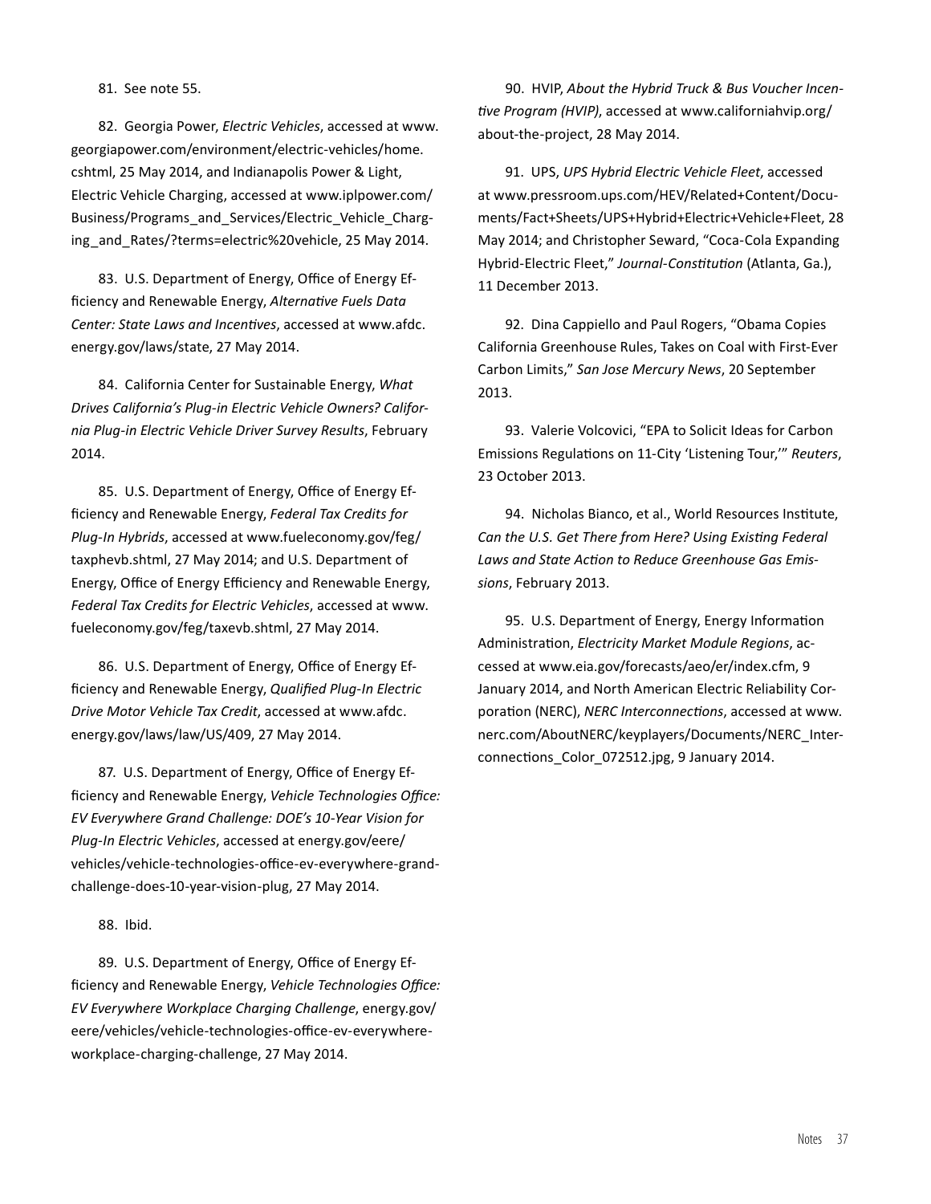81. See note 55.

82. Georgia Power, *Electric Vehicles*, accessed at www.georgiapower.com/environment/electric-vehicles/home.cshtml, 25 May 2014, and Indianapolis Power & Light, Electric Vehicle Charging, accessed at www.iplpower.com/Business/Programs_and_Services/Electric_Vehicle_Charging_and_Rates/?terms=electric%20vehicle, 25 May 2014.

83. U.S. Department of Energy, Office of Energy Efficiency and Renewable Energy, *Alternative Fuels Data Center: State Laws and Incentives*, accessed at www.afdc.energy.gov/laws/state, 27 May 2014.

84. California Center for Sustainable Energy, *What Drives California's Plug-in Electric Vehicle Owners? California Plug-in Electric Vehicle Driver Survey Results*, February 2014.

85. U.S. Department of Energy, Office of Energy Efficiency and Renewable Energy, *Federal Tax Credits for Plug-In Hybrids*, accessed at www.fueleconomy.gov/feg/taxphevb.shtml, 27 May 2014; and U.S. Department of Energy, Office of Energy Efficiency and Renewable Energy, *Federal Tax Credits for Electric Vehicles*, accessed at www.fueleconomy.gov/feg/taxevb.shtml, 27 May 2014.

86. U.S. Department of Energy, Office of Energy Efficiency and Renewable Energy, *Qualified Plug-In Electric Drive Motor Vehicle Tax Credit*, accessed at www.afdc.energy.gov/laws/law/US/409, 27 May 2014.

87. U.S. Department of Energy, Office of Energy Efficiency and Renewable Energy, *Vehicle Technologies Office: EV Everywhere Grand Challenge: DOE's 10-Year Vision for Plug-In Electric Vehicles*, accessed at energy.gov/eere/vehicles/vehicle-technologies-office-ev-everywhere-grand-challenge-does-10-year-vision-plug, 27 May 2014.

88. Ibid.

89. U.S. Department of Energy, Office of Energy Efficiency and Renewable Energy, *Vehicle Technologies Office: EV Everywhere Workplace Charging Challenge*, energy.gov/eere/vehicles/vehicle-technologies-office-ev-everywhere-workplace-charging-challenge, 27 May 2014.

90. HVIP, *About the Hybrid Truck & Bus Voucher Incentive Program (HVIP)*, accessed at www.californiahvip.org/about-the-project, 28 May 2014.

91. UPS, *UPS Hybrid Electric Vehicle Fleet*, accessed at www.pressroom.ups.com/HEV/Related+Content/Documents/Fact+Sheets/UPS+Hybrid+Electric+Vehicle+Fleet, 28 May 2014; and Christopher Seward, "Coca-Cola Expanding Hybrid-Electric Fleet," *Journal-Constitution* (Atlanta, Ga.), 11 December 2013.

92. Dina Cappiello and Paul Rogers, "Obama Copies California Greenhouse Rules, Takes on Coal with First-Ever Carbon Limits," *San Jose Mercury News*, 20 September 2013.

93. Valerie Volcovici, "EPA to Solicit Ideas for Carbon Emissions Regulations on 11-City 'Listening Tour,'" *Reuters*, 23 October 2013.

94. Nicholas Bianco, et al., World Resources Institute, *Can the U.S. Get There from Here? Using Existing Federal Laws and State Action to Reduce Greenhouse Gas Emissions*, February 2013.

95. U.S. Department of Energy, Energy Information Administration, *Electricity Market Module Regions*, accessed at www.eia.gov/forecasts/aeo/er/index.cfm, 9 January 2014, and North American Electric Reliability Corporation (NERC), *NERC Interconnections*, accessed at www.nerc.com/AboutNERC/keyplayers/Documents/NERC_Interconnections_Color_072512.jpg, 9 January 2014.